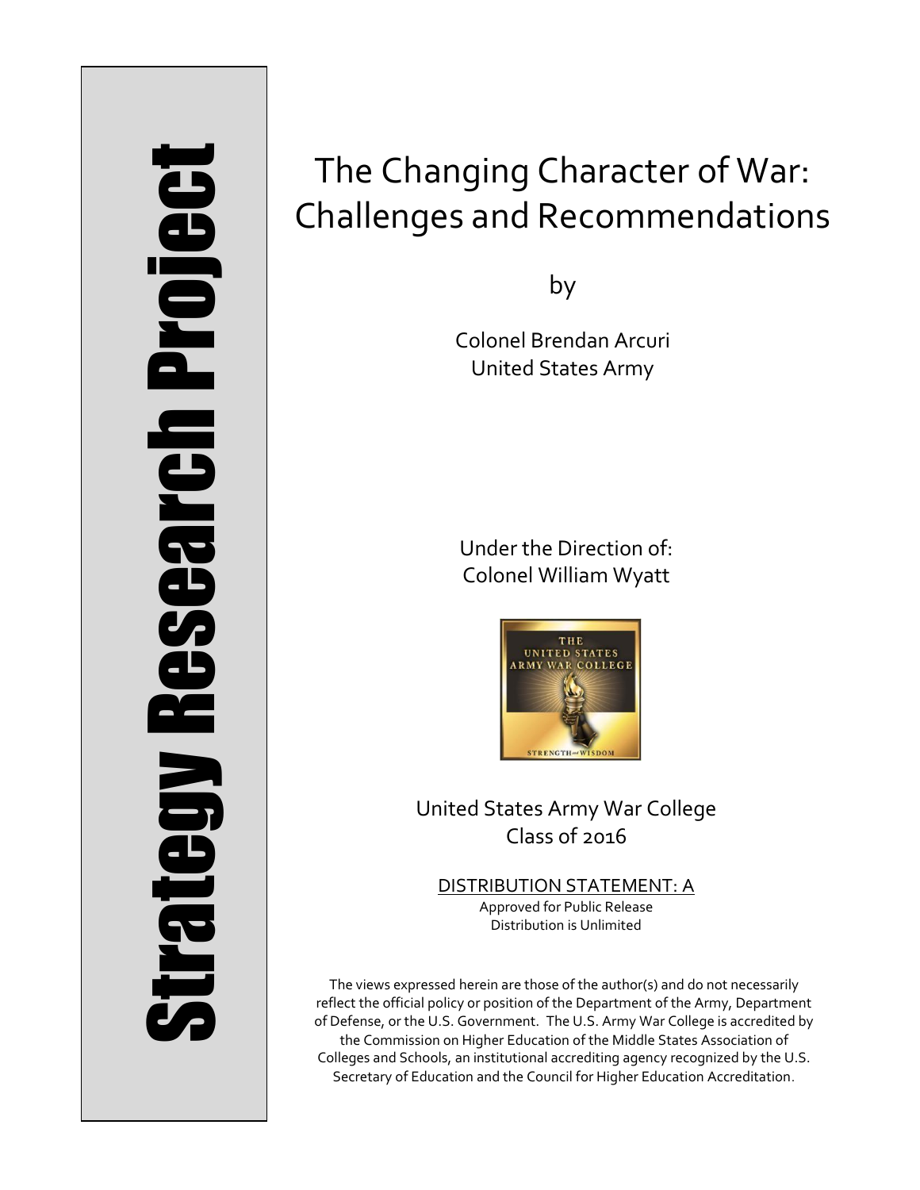Strategy Research Project

# The Changing Character of War: Challenges and Recommendations

by

Colonel Brendan Arcuri
United States Army

Under the Direction of:
Colonel William Wyatt

United States Army War College
Class of 2016

DISTRIBUTION STATEMENT: A
Approved for Public Release
Distribution is Unlimited

The views expressed herein are those of the author(s) and do not necessarily reflect the official policy or position of the Department of the Army, Department of Defense, or the U.S. Government. The U.S. Army War College is accredited by the Commission on Higher Education of the Middle States Association of Colleges and Schools, an institutional accrediting agency recognized by the U.S. Secretary of Education and the Council for Higher Education Accreditation.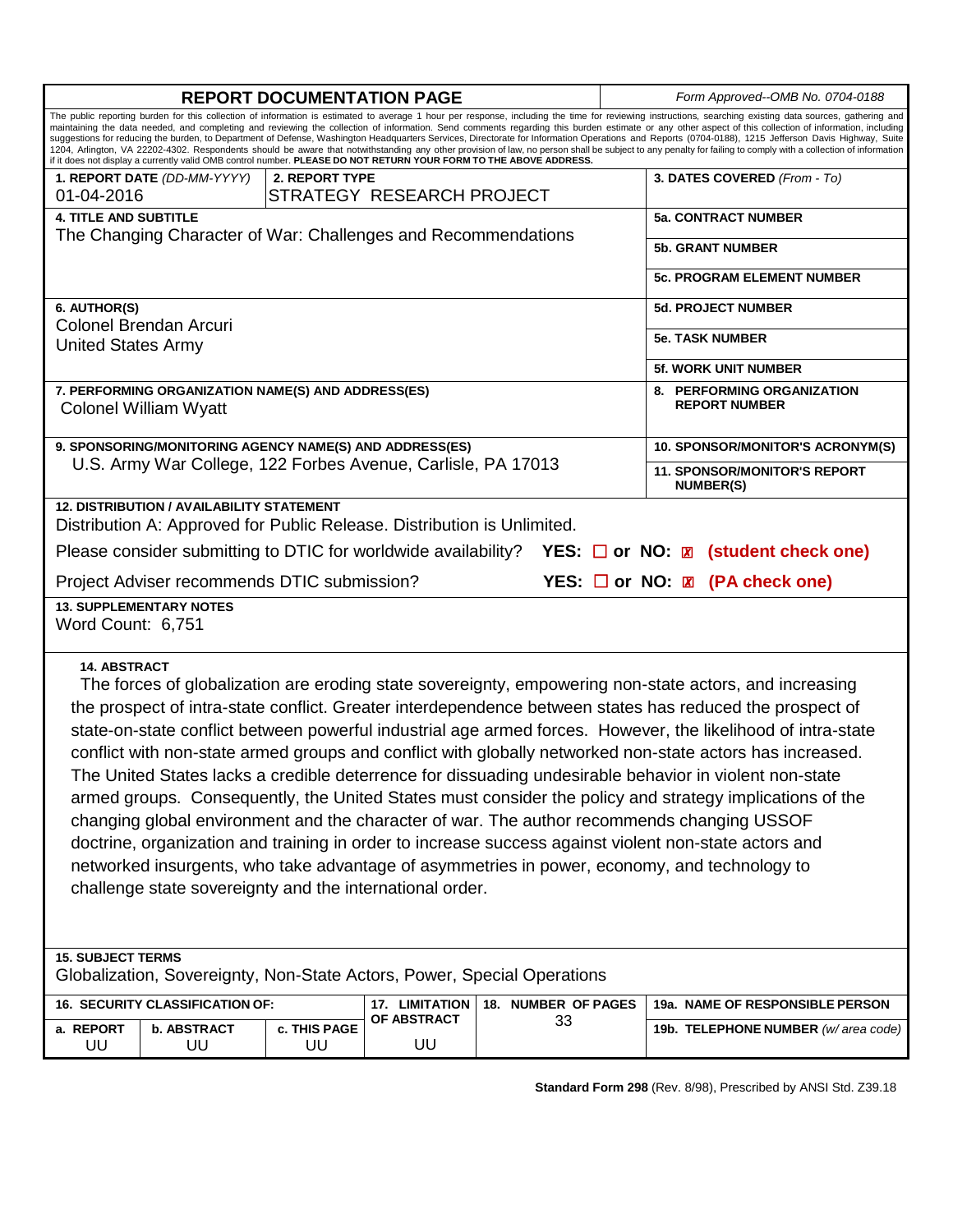# REPORT DOCUMENTATION PAGE

*Form Approved--OMB No. 0704-0188*

The public reporting burden for this collection of information is estimated to average 1 hour per response, including the time for reviewing instructions, searching existing data sources, gathering and maintaining the data needed, and completing and reviewing the collection of information. Send comments regarding this burden estimate or any other aspect of this collection of information, including suggestions for reducing the burden, to Department of Defense, Washington Headquarters Services, Directorate for Information Operations and Reports (0704-0188), 1215 Jefferson Davis Highway, Suite 1204, Arlington, VA 22202-4302. Respondents should be aware that notwithstanding any other provision of law, no person shall be subject to any penalty for failing to comply with a collection of information if it does not display a currently valid OMB control number. **PLEASE DO NOT RETURN YOUR FORM TO THE ABOVE ADDRESS.**

**1. REPORT DATE** *(DD-MM-YYYY)*
01-04-2016

**2. REPORT TYPE**
STRATEGY RESEARCH PROJECT

**3. DATES COVERED** *(From - To)*

**4. TITLE AND SUBTITLE**
The Changing Character of War: Challenges and Recommendations

**5a. CONTRACT NUMBER**

**5b. GRANT NUMBER**

**5c. PROGRAM ELEMENT NUMBER**

**6. AUTHOR(S)**
Colonel Brendan Arcuri
United States Army

**5d. PROJECT NUMBER**

**5e. TASK NUMBER**

**5f. WORK UNIT NUMBER**

**7. PERFORMING ORGANIZATION NAME(S) AND ADDRESS(ES)**
Colonel William Wyatt

**8. PERFORMING ORGANIZATION REPORT NUMBER**

**9. SPONSORING/MONITORING AGENCY NAME(S) AND ADDRESS(ES)**
U.S. Army War College, 122 Forbes Avenue, Carlisle, PA 17013

**10. SPONSOR/MONITOR'S ACRONYM(S)**

**11. SPONSOR/MONITOR'S REPORT NUMBER(S)**

**12. DISTRIBUTION / AVAILABILITY STATEMENT**
Distribution A: Approved for Public Release. Distribution is Unlimited.

Please consider submitting to DTIC for worldwide availability? **YES: ☐ or NO: ☒ (student check one)**

Project Adviser recommends DTIC submission? **YES: ☐ or NO: ☒ (PA check one)**

**13. SUPPLEMENTARY NOTES**
Word Count: 6,751

**14. ABSTRACT**
The forces of globalization are eroding state sovereignty, empowering non-state actors, and increasing the prospect of intra-state conflict. Greater interdependence between states has reduced the prospect of state-on-state conflict between powerful industrial age armed forces. However, the likelihood of intra-state conflict with non-state armed groups and conflict with globally networked non-state actors has increased. The United States lacks a credible deterrence for dissuading undesirable behavior in violent non-state armed groups. Consequently, the United States must consider the policy and strategy implications of the changing global environment and the character of war. The author recommends changing USSOF doctrine, organization and training in order to increase success against violent non-state actors and networked insurgents, who take advantage of asymmetries in power, economy, and technology to challenge state sovereignty and the international order.

**15. SUBJECT TERMS**
Globalization, Sovereignty, Non-State Actors, Power, Special Operations

| 16. SECURITY CLASSIFICATION OF: | | | 17. LIMITATION OF ABSTRACT | 18. NUMBER OF PAGES | 19a. NAME OF RESPONSIBLE PERSON |
|---|---|---|---|---|---|
| a. REPORT | b. ABSTRACT | c. THIS PAGE | | | 19b. TELEPHONE NUMBER *(w/ area code)* |
| UU | UU | UU | UU | 33 | |

**Standard Form 298** (Rev. 8/98), Prescribed by ANSI Std. Z39.18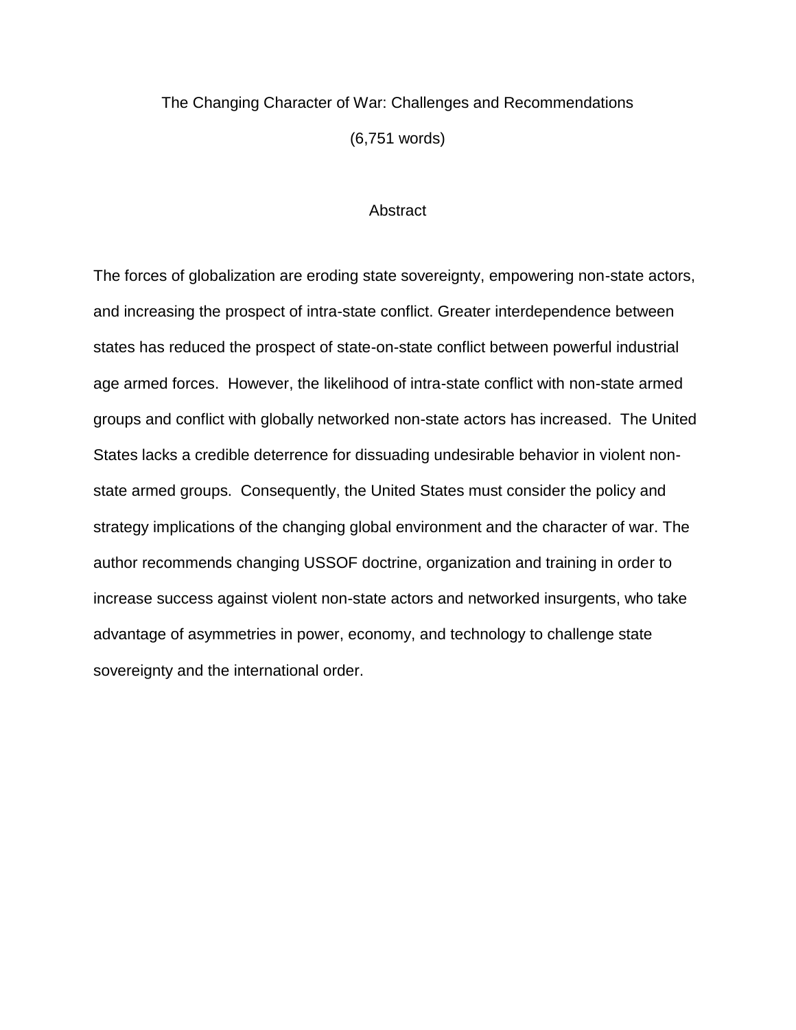# The Changing Character of War: Challenges and Recommendations

(6,751 words)

## Abstract

The forces of globalization are eroding state sovereignty, empowering non-state actors, and increasing the prospect of intra-state conflict. Greater interdependence between states has reduced the prospect of state-on-state conflict between powerful industrial age armed forces. However, the likelihood of intra-state conflict with non-state armed groups and conflict with globally networked non-state actors has increased. The United States lacks a credible deterrence for dissuading undesirable behavior in violent non-state armed groups. Consequently, the United States must consider the policy and strategy implications of the changing global environment and the character of war. The author recommends changing USSOF doctrine, organization and training in order to increase success against violent non-state actors and networked insurgents, who take advantage of asymmetries in power, economy, and technology to challenge state sovereignty and the international order.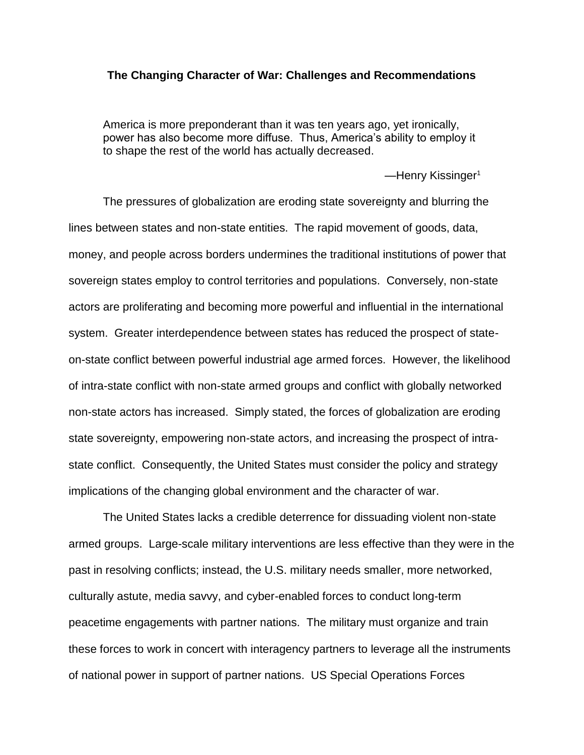**The Changing Character of War: Challenges and Recommendations**

> America is more preponderant than it was ten years ago, yet ironically, power has also become more diffuse. Thus, America's ability to employ it to shape the rest of the world has actually decreased.
>
> —Henry Kissinger[1]

The pressures of globalization are eroding state sovereignty and blurring the lines between states and non-state entities. The rapid movement of goods, data, money, and people across borders undermines the traditional institutions of power that sovereign states employ to control territories and populations. Conversely, non-state actors are proliferating and becoming more powerful and influential in the international system. Greater interdependence between states has reduced the prospect of state-on-state conflict between powerful industrial age armed forces. However, the likelihood of intra-state conflict with non-state armed groups and conflict with globally networked non-state actors has increased. Simply stated, the forces of globalization are eroding state sovereignty, empowering non-state actors, and increasing the prospect of intra-state conflict. Consequently, the United States must consider the policy and strategy implications of the changing global environment and the character of war.

The United States lacks a credible deterrence for dissuading violent non-state armed groups. Large-scale military interventions are less effective than they were in the past in resolving conflicts; instead, the U.S. military needs smaller, more networked, culturally astute, media savvy, and cyber-enabled forces to conduct long-term peacetime engagements with partner nations. The military must organize and train these forces to work in concert with interagency partners to leverage all the instruments of national power in support of partner nations. US Special Operations Forces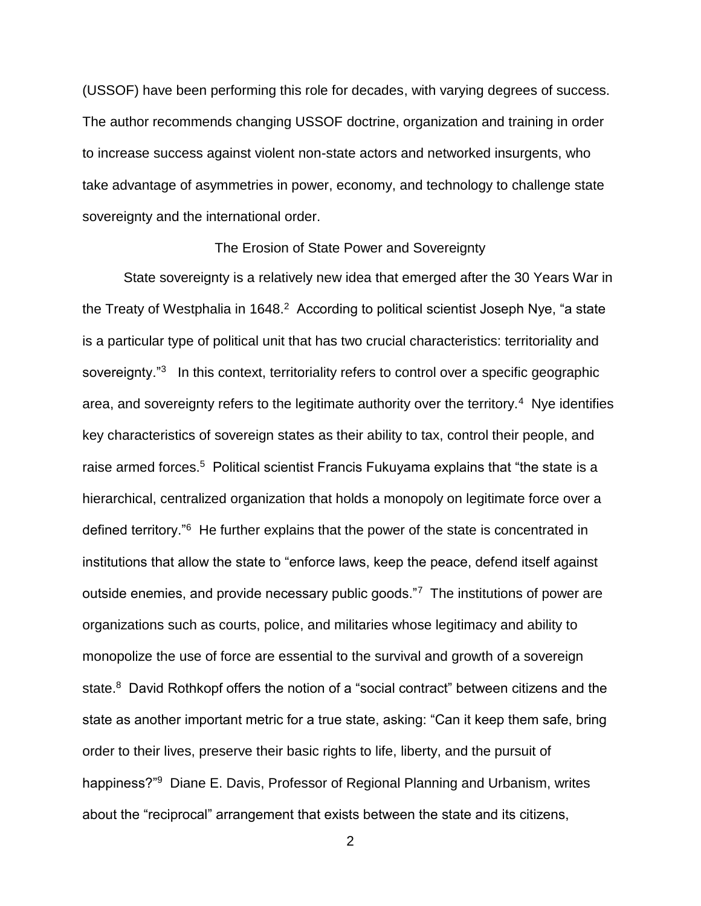(USSOF) have been performing this role for decades, with varying degrees of success. The author recommends changing USSOF doctrine, organization and training in order to increase success against violent non-state actors and networked insurgents, who take advantage of asymmetries in power, economy, and technology to challenge state sovereignty and the international order.

## The Erosion of State Power and Sovereignty

State sovereignty is a relatively new idea that emerged after the 30 Years War in the Treaty of Westphalia in 1648.[2] According to political scientist Joseph Nye, "a state is a particular type of political unit that has two crucial characteristics: territoriality and sovereignty."[3] In this context, territoriality refers to control over a specific geographic area, and sovereignty refers to the legitimate authority over the territory.[4] Nye identifies key characteristics of sovereign states as their ability to tax, control their people, and raise armed forces.[5] Political scientist Francis Fukuyama explains that "the state is a hierarchical, centralized organization that holds a monopoly on legitimate force over a defined territory."[6] He further explains that the power of the state is concentrated in institutions that allow the state to "enforce laws, keep the peace, defend itself against outside enemies, and provide necessary public goods."[7] The institutions of power are organizations such as courts, police, and militaries whose legitimacy and ability to monopolize the use of force are essential to the survival and growth of a sovereign state.[8] David Rothkopf offers the notion of a "social contract" between citizens and the state as another important metric for a true state, asking: "Can it keep them safe, bring order to their lives, preserve their basic rights to life, liberty, and the pursuit of happiness?"[9] Diane E. Davis, Professor of Regional Planning and Urbanism, writes about the "reciprocal" arrangement that exists between the state and its citizens,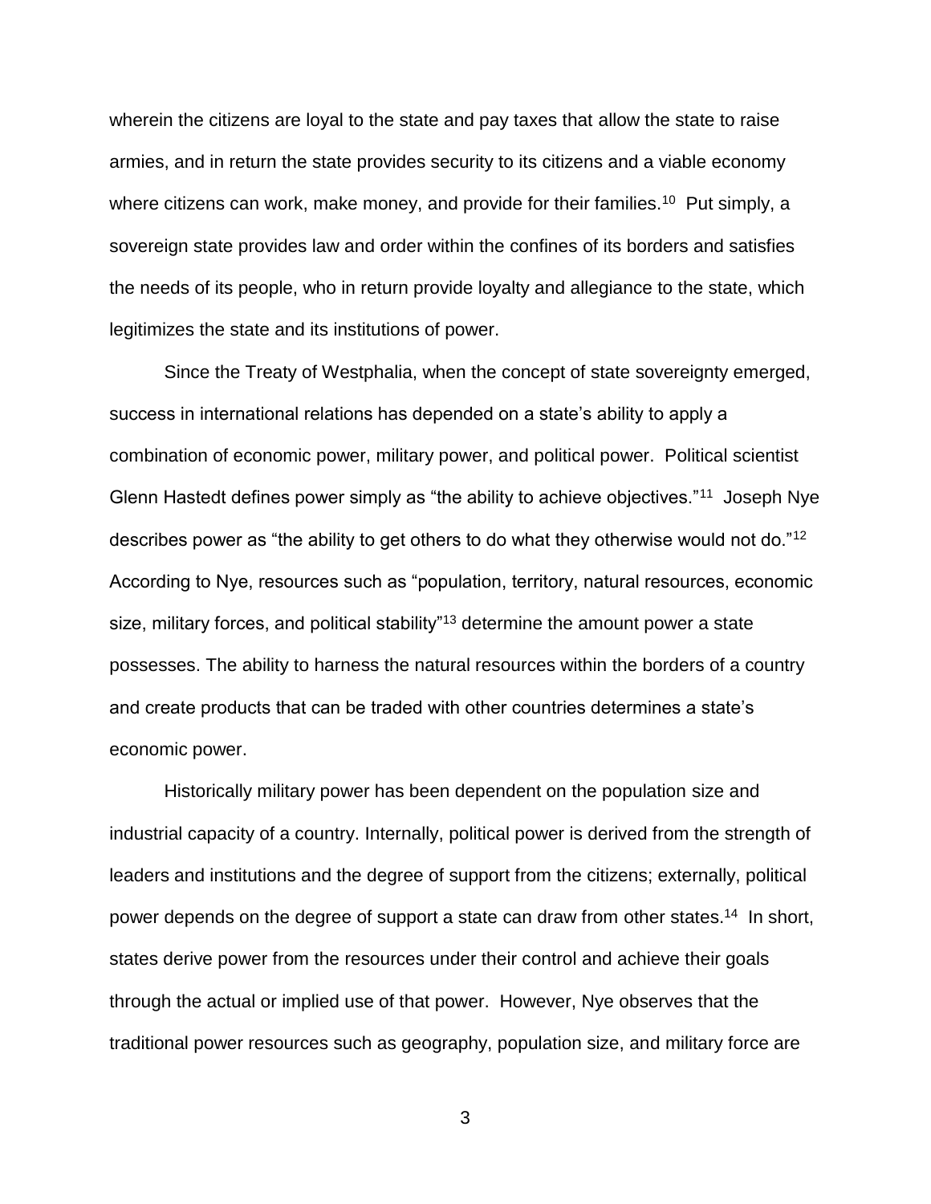wherein the citizens are loyal to the state and pay taxes that allow the state to raise armies, and in return the state provides security to its citizens and a viable economy where citizens can work, make money, and provide for their families.[10] Put simply, a sovereign state provides law and order within the confines of its borders and satisfies the needs of its people, who in return provide loyalty and allegiance to the state, which legitimizes the state and its institutions of power.

Since the Treaty of Westphalia, when the concept of state sovereignty emerged, success in international relations has depended on a state's ability to apply a combination of economic power, military power, and political power. Political scientist Glenn Hastedt defines power simply as "the ability to achieve objectives."[11] Joseph Nye describes power as "the ability to get others to do what they otherwise would not do."[12] According to Nye, resources such as "population, territory, natural resources, economic size, military forces, and political stability"[13] determine the amount power a state possesses. The ability to harness the natural resources within the borders of a country and create products that can be traded with other countries determines a state's economic power.

Historically military power has been dependent on the population size and industrial capacity of a country. Internally, political power is derived from the strength of leaders and institutions and the degree of support from the citizens; externally, political power depends on the degree of support a state can draw from other states.[14] In short, states derive power from the resources under their control and achieve their goals through the actual or implied use of that power. However, Nye observes that the traditional power resources such as geography, population size, and military force are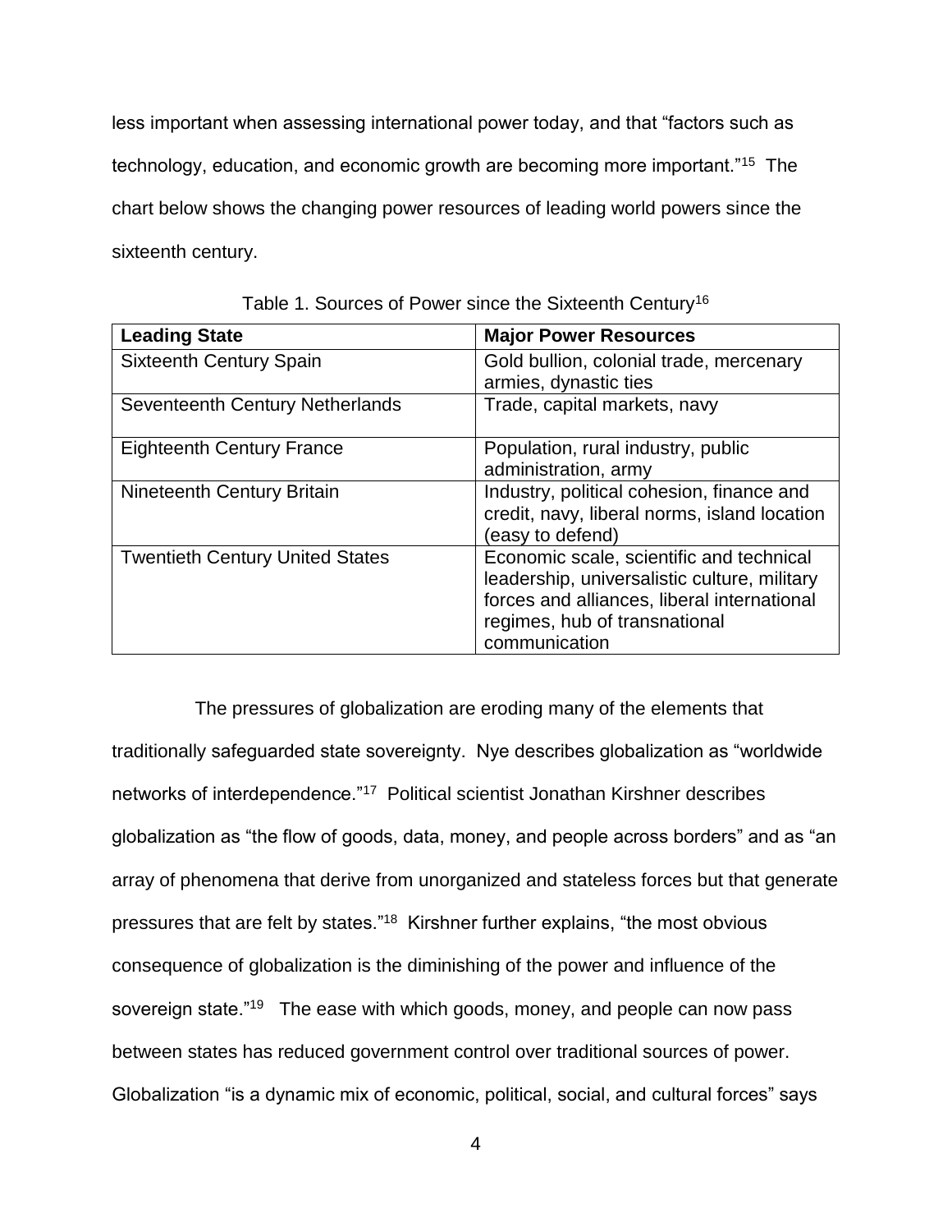less important when assessing international power today, and that "factors such as technology, education, and economic growth are becoming more important."[15] The chart below shows the changing power resources of leading world powers since the sixteenth century.

Table 1. Sources of Power since the Sixteenth Century[16]

| Leading State | Major Power Resources |
|---|---|
| Sixteenth Century Spain | Gold bullion, colonial trade, mercenary armies, dynastic ties |
| Seventeenth Century Netherlands | Trade, capital markets, navy |
| Eighteenth Century France | Population, rural industry, public administration, army |
| Nineteenth Century Britain | Industry, political cohesion, finance and credit, navy, liberal norms, island location (easy to defend) |
| Twentieth Century United States | Economic scale, scientific and technical leadership, universalistic culture, military forces and alliances, liberal international regimes, hub of transnational communication |

The pressures of globalization are eroding many of the elements that traditionally safeguarded state sovereignty. Nye describes globalization as "worldwide networks of interdependence."[17] Political scientist Jonathan Kirshner describes globalization as "the flow of goods, data, money, and people across borders" and as "an array of phenomena that derive from unorganized and stateless forces but that generate pressures that are felt by states."[18] Kirshner further explains, "the most obvious consequence of globalization is the diminishing of the power and influence of the sovereign state."[19] The ease with which goods, money, and people can now pass between states has reduced government control over traditional sources of power. Globalization "is a dynamic mix of economic, political, social, and cultural forces" says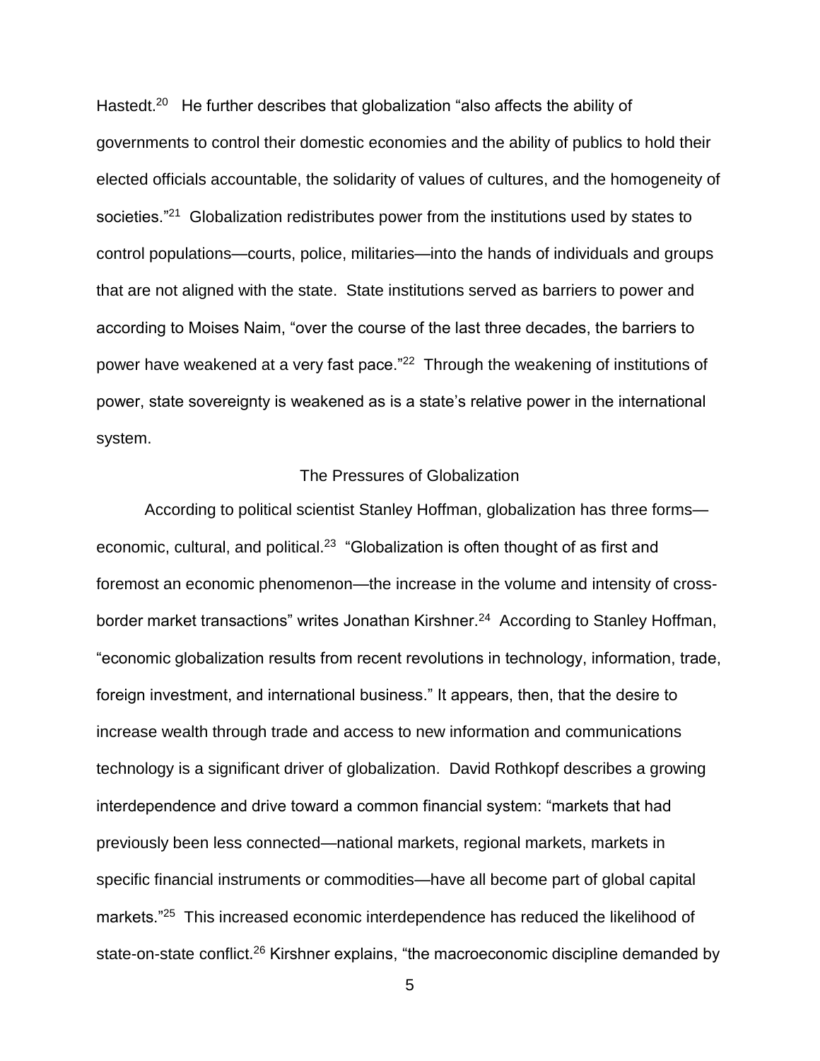Hastedt.[20] He further describes that globalization "also affects the ability of governments to control their domestic economies and the ability of publics to hold their elected officials accountable, the solidarity of values of cultures, and the homogeneity of societies."[21] Globalization redistributes power from the institutions used by states to control populations—courts, police, militaries—into the hands of individuals and groups that are not aligned with the state. State institutions served as barriers to power and according to Moises Naim, "over the course of the last three decades, the barriers to power have weakened at a very fast pace."[22] Through the weakening of institutions of power, state sovereignty is weakened as is a state's relative power in the international system.

## The Pressures of Globalization

According to political scientist Stanley Hoffman, globalization has three forms—economic, cultural, and political.[23] "Globalization is often thought of as first and foremost an economic phenomenon—the increase in the volume and intensity of cross-border market transactions" writes Jonathan Kirshner.[24] According to Stanley Hoffman, "economic globalization results from recent revolutions in technology, information, trade, foreign investment, and international business." It appears, then, that the desire to increase wealth through trade and access to new information and communications technology is a significant driver of globalization. David Rothkopf describes a growing interdependence and drive toward a common financial system: "markets that had previously been less connected—national markets, regional markets, markets in specific financial instruments or commodities—have all become part of global capital markets."[25] This increased economic interdependence has reduced the likelihood of state-on-state conflict.[26] Kirshner explains, "the macroeconomic discipline demanded by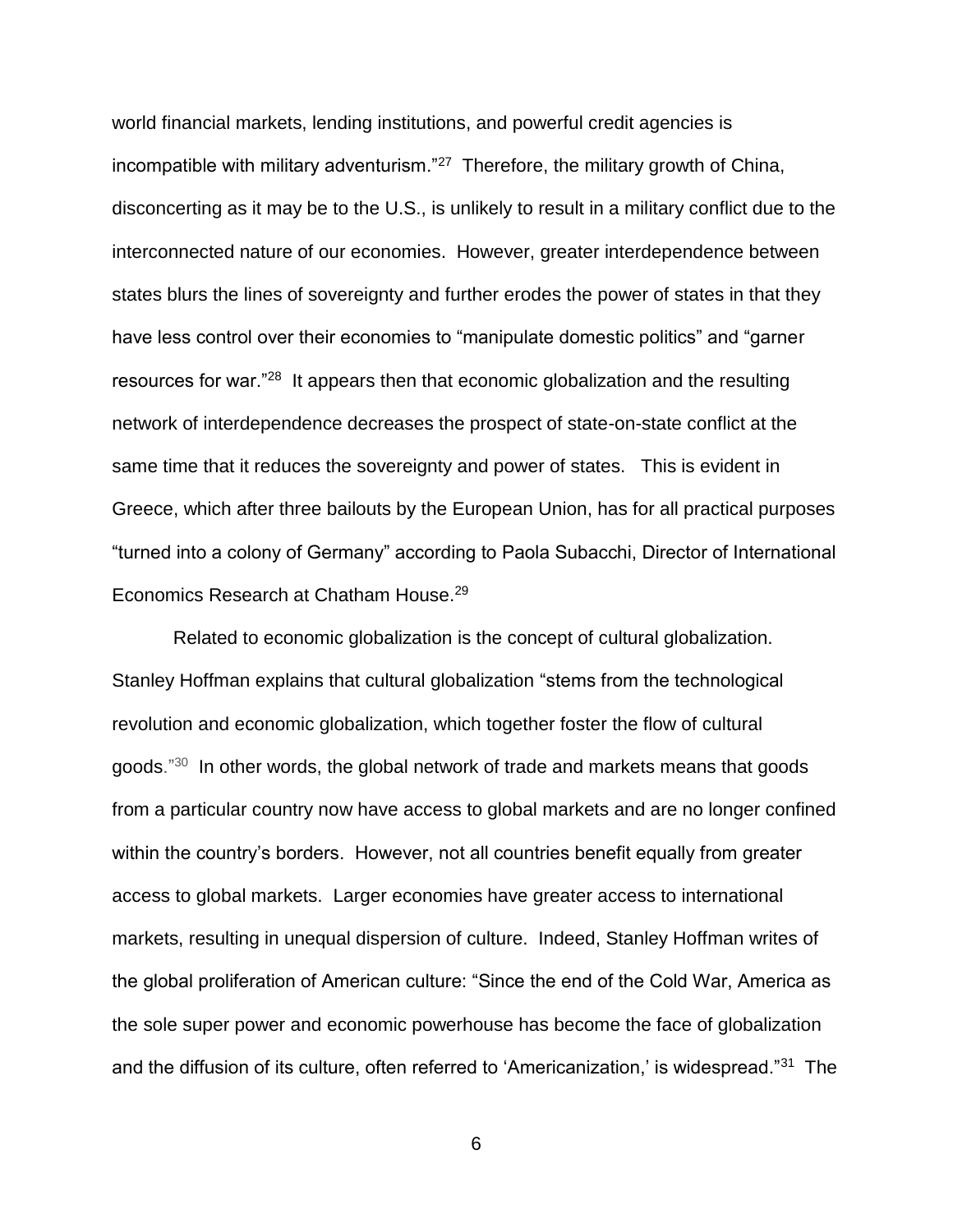world financial markets, lending institutions, and powerful credit agencies is incompatible with military adventurism."[27] Therefore, the military growth of China, disconcerting as it may be to the U.S., is unlikely to result in a military conflict due to the interconnected nature of our economies. However, greater interdependence between states blurs the lines of sovereignty and further erodes the power of states in that they have less control over their economies to "manipulate domestic politics" and "garner resources for war."[28] It appears then that economic globalization and the resulting network of interdependence decreases the prospect of state-on-state conflict at the same time that it reduces the sovereignty and power of states. This is evident in Greece, which after three bailouts by the European Union, has for all practical purposes "turned into a colony of Germany" according to Paola Subacchi, Director of International Economics Research at Chatham House.[29]

Related to economic globalization is the concept of cultural globalization. Stanley Hoffman explains that cultural globalization "stems from the technological revolution and economic globalization, which together foster the flow of cultural goods."[30] In other words, the global network of trade and markets means that goods from a particular country now have access to global markets and are no longer confined within the country's borders. However, not all countries benefit equally from greater access to global markets. Larger economies have greater access to international markets, resulting in unequal dispersion of culture. Indeed, Stanley Hoffman writes of the global proliferation of American culture: "Since the end of the Cold War, America as the sole super power and economic powerhouse has become the face of globalization and the diffusion of its culture, often referred to 'Americanization,' is widespread."[31] The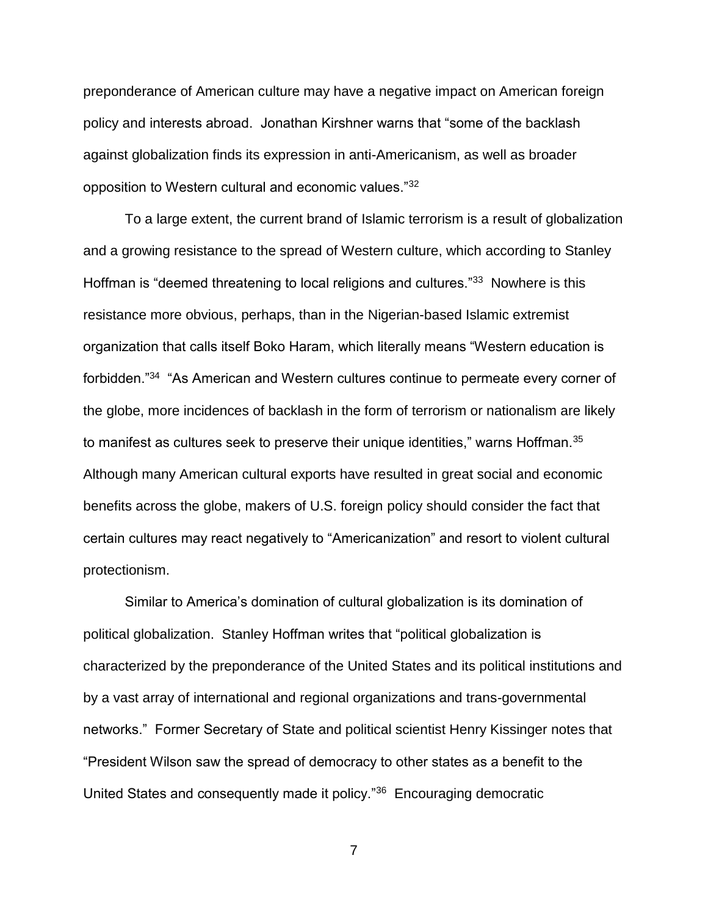preponderance of American culture may have a negative impact on American foreign policy and interests abroad. Jonathan Kirshner warns that "some of the backlash against globalization finds its expression in anti-Americanism, as well as broader opposition to Western cultural and economic values."[32]

To a large extent, the current brand of Islamic terrorism is a result of globalization and a growing resistance to the spread of Western culture, which according to Stanley Hoffman is "deemed threatening to local religions and cultures."[33] Nowhere is this resistance more obvious, perhaps, than in the Nigerian-based Islamic extremist organization that calls itself Boko Haram, which literally means "Western education is forbidden."[34] "As American and Western cultures continue to permeate every corner of the globe, more incidences of backlash in the form of terrorism or nationalism are likely to manifest as cultures seek to preserve their unique identities," warns Hoffman.[35] Although many American cultural exports have resulted in great social and economic benefits across the globe, makers of U.S. foreign policy should consider the fact that certain cultures may react negatively to "Americanization" and resort to violent cultural protectionism.

Similar to America's domination of cultural globalization is its domination of political globalization. Stanley Hoffman writes that "political globalization is characterized by the preponderance of the United States and its political institutions and by a vast array of international and regional organizations and trans-governmental networks." Former Secretary of State and political scientist Henry Kissinger notes that "President Wilson saw the spread of democracy to other states as a benefit to the United States and consequently made it policy."[36] Encouraging democratic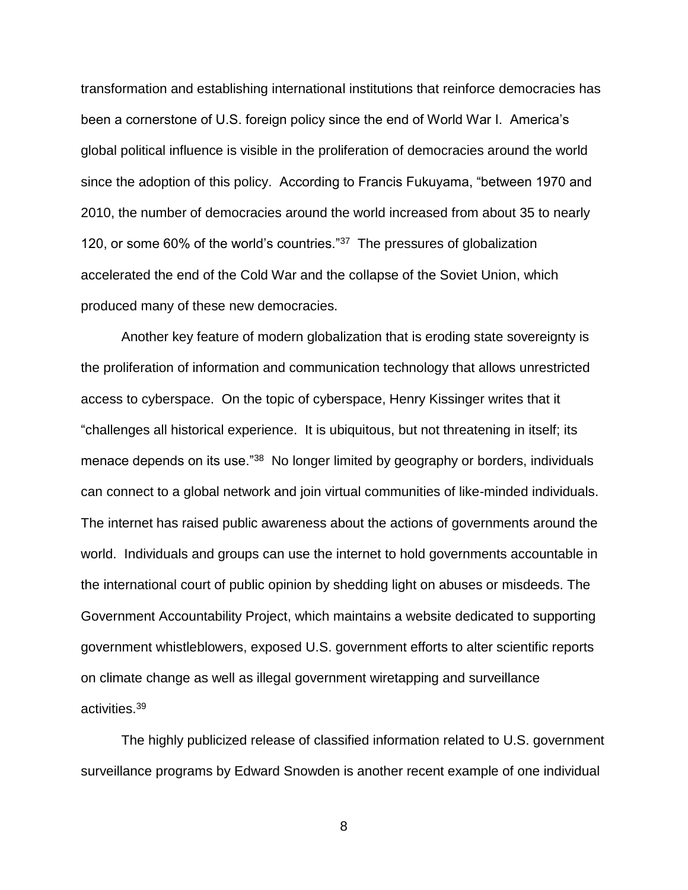transformation and establishing international institutions that reinforce democracies has been a cornerstone of U.S. foreign policy since the end of World War I. America's global political influence is visible in the proliferation of democracies around the world since the adoption of this policy. According to Francis Fukuyama, "between 1970 and 2010, the number of democracies around the world increased from about 35 to nearly 120, or some 60% of the world's countries."[37] The pressures of globalization accelerated the end of the Cold War and the collapse of the Soviet Union, which produced many of these new democracies.

Another key feature of modern globalization that is eroding state sovereignty is the proliferation of information and communication technology that allows unrestricted access to cyberspace. On the topic of cyberspace, Henry Kissinger writes that it "challenges all historical experience. It is ubiquitous, but not threatening in itself; its menace depends on its use."[38] No longer limited by geography or borders, individuals can connect to a global network and join virtual communities of like-minded individuals. The internet has raised public awareness about the actions of governments around the world. Individuals and groups can use the internet to hold governments accountable in the international court of public opinion by shedding light on abuses or misdeeds. The Government Accountability Project, which maintains a website dedicated to supporting government whistleblowers, exposed U.S. government efforts to alter scientific reports on climate change as well as illegal government wiretapping and surveillance activities.[39]

The highly publicized release of classified information related to U.S. government surveillance programs by Edward Snowden is another recent example of one individual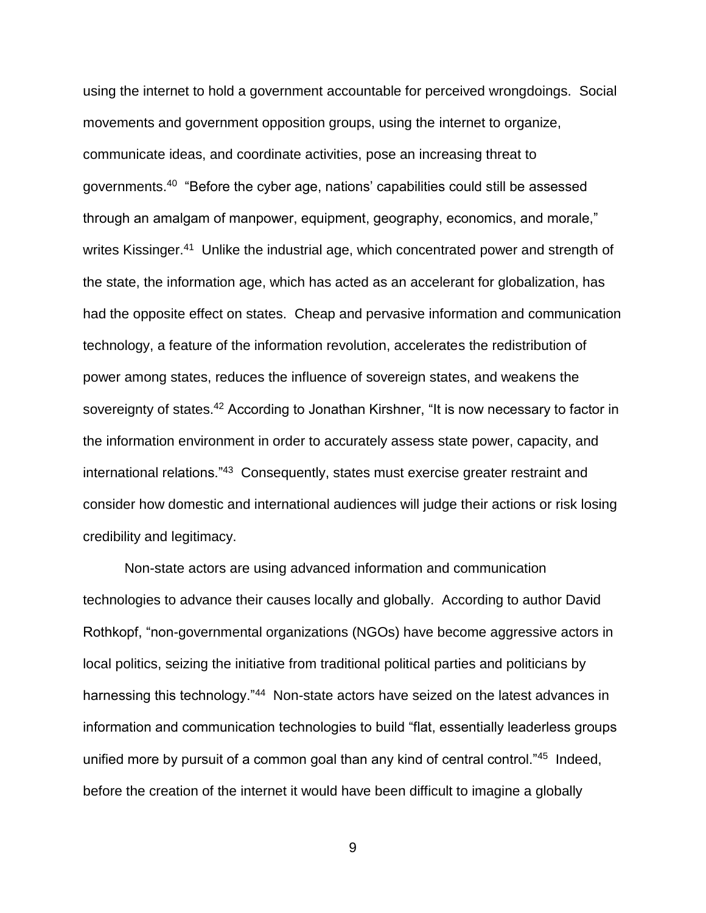using the internet to hold a government accountable for perceived wrongdoings. Social movements and government opposition groups, using the internet to organize, communicate ideas, and coordinate activities, pose an increasing threat to governments.[40] "Before the cyber age, nations' capabilities could still be assessed through an amalgam of manpower, equipment, geography, economics, and morale," writes Kissinger.[41] Unlike the industrial age, which concentrated power and strength of the state, the information age, which has acted as an accelerant for globalization, has had the opposite effect on states. Cheap and pervasive information and communication technology, a feature of the information revolution, accelerates the redistribution of power among states, reduces the influence of sovereign states, and weakens the sovereignty of states.[42] According to Jonathan Kirshner, "It is now necessary to factor in the information environment in order to accurately assess state power, capacity, and international relations."[43] Consequently, states must exercise greater restraint and consider how domestic and international audiences will judge their actions or risk losing credibility and legitimacy.

Non-state actors are using advanced information and communication technologies to advance their causes locally and globally. According to author David Rothkopf, "non-governmental organizations (NGOs) have become aggressive actors in local politics, seizing the initiative from traditional political parties and politicians by harnessing this technology."[44] Non-state actors have seized on the latest advances in information and communication technologies to build "flat, essentially leaderless groups unified more by pursuit of a common goal than any kind of central control."[45] Indeed, before the creation of the internet it would have been difficult to imagine a globally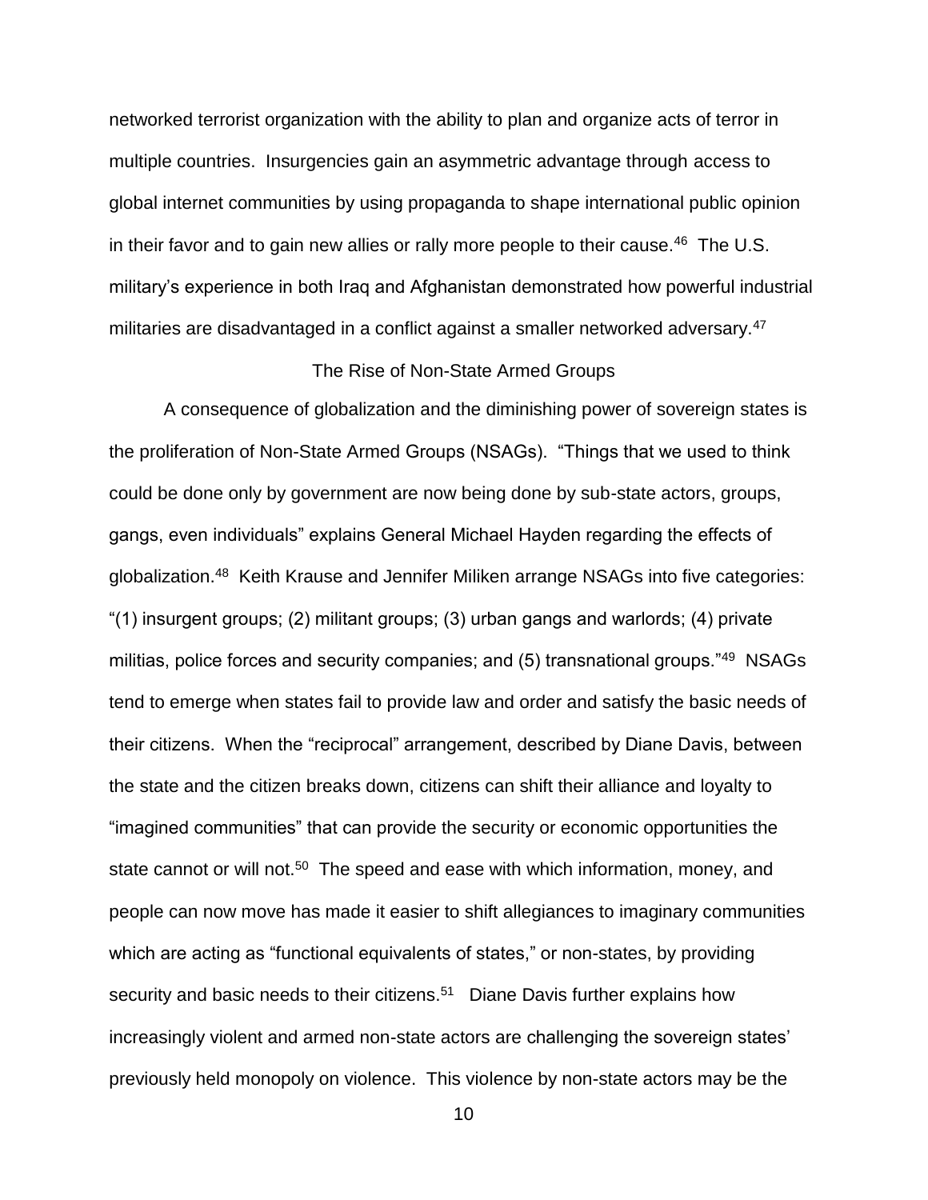networked terrorist organization with the ability to plan and organize acts of terror in multiple countries. Insurgencies gain an asymmetric advantage through access to global internet communities by using propaganda to shape international public opinion in their favor and to gain new allies or rally more people to their cause.[46] The U.S. military's experience in both Iraq and Afghanistan demonstrated how powerful industrial militaries are disadvantaged in a conflict against a smaller networked adversary.[47]

## The Rise of Non-State Armed Groups

A consequence of globalization and the diminishing power of sovereign states is the proliferation of Non-State Armed Groups (NSAGs). "Things that we used to think could be done only by government are now being done by sub-state actors, groups, gangs, even individuals" explains General Michael Hayden regarding the effects of globalization.[48] Keith Krause and Jennifer Miliken arrange NSAGs into five categories: "(1) insurgent groups; (2) militant groups; (3) urban gangs and warlords; (4) private militias, police forces and security companies; and (5) transnational groups."[49] NSAGs tend to emerge when states fail to provide law and order and satisfy the basic needs of their citizens. When the "reciprocal" arrangement, described by Diane Davis, between the state and the citizen breaks down, citizens can shift their alliance and loyalty to "imagined communities" that can provide the security or economic opportunities the state cannot or will not.[50] The speed and ease with which information, money, and people can now move has made it easier to shift allegiances to imaginary communities which are acting as "functional equivalents of states," or non-states, by providing security and basic needs to their citizens.[51] Diane Davis further explains how increasingly violent and armed non-state actors are challenging the sovereign states' previously held monopoly on violence. This violence by non-state actors may be the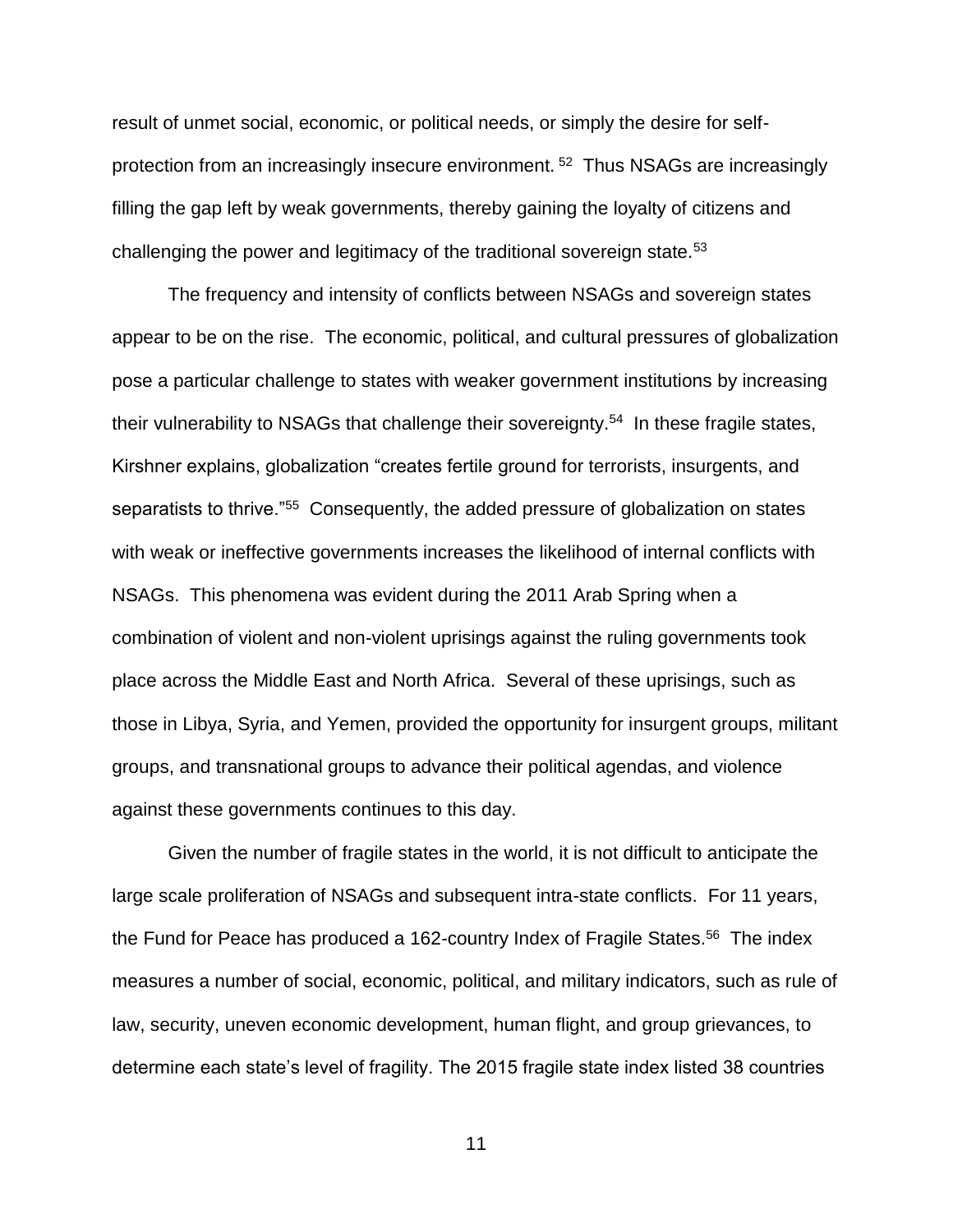result of unmet social, economic, or political needs, or simply the desire for self-protection from an increasingly insecure environment. [52] Thus NSAGs are increasingly filling the gap left by weak governments, thereby gaining the loyalty of citizens and challenging the power and legitimacy of the traditional sovereign state.[53]

The frequency and intensity of conflicts between NSAGs and sovereign states appear to be on the rise. The economic, political, and cultural pressures of globalization pose a particular challenge to states with weaker government institutions by increasing their vulnerability to NSAGs that challenge their sovereignty.[54] In these fragile states, Kirshner explains, globalization "creates fertile ground for terrorists, insurgents, and separatists to thrive."[55] Consequently, the added pressure of globalization on states with weak or ineffective governments increases the likelihood of internal conflicts with NSAGs. This phenomena was evident during the 2011 Arab Spring when a combination of violent and non-violent uprisings against the ruling governments took place across the Middle East and North Africa. Several of these uprisings, such as those in Libya, Syria, and Yemen, provided the opportunity for insurgent groups, militant groups, and transnational groups to advance their political agendas, and violence against these governments continues to this day.

Given the number of fragile states in the world, it is not difficult to anticipate the large scale proliferation of NSAGs and subsequent intra-state conflicts. For 11 years, the Fund for Peace has produced a 162-country Index of Fragile States.[56] The index measures a number of social, economic, political, and military indicators, such as rule of law, security, uneven economic development, human flight, and group grievances, to determine each state's level of fragility. The 2015 fragile state index listed 38 countries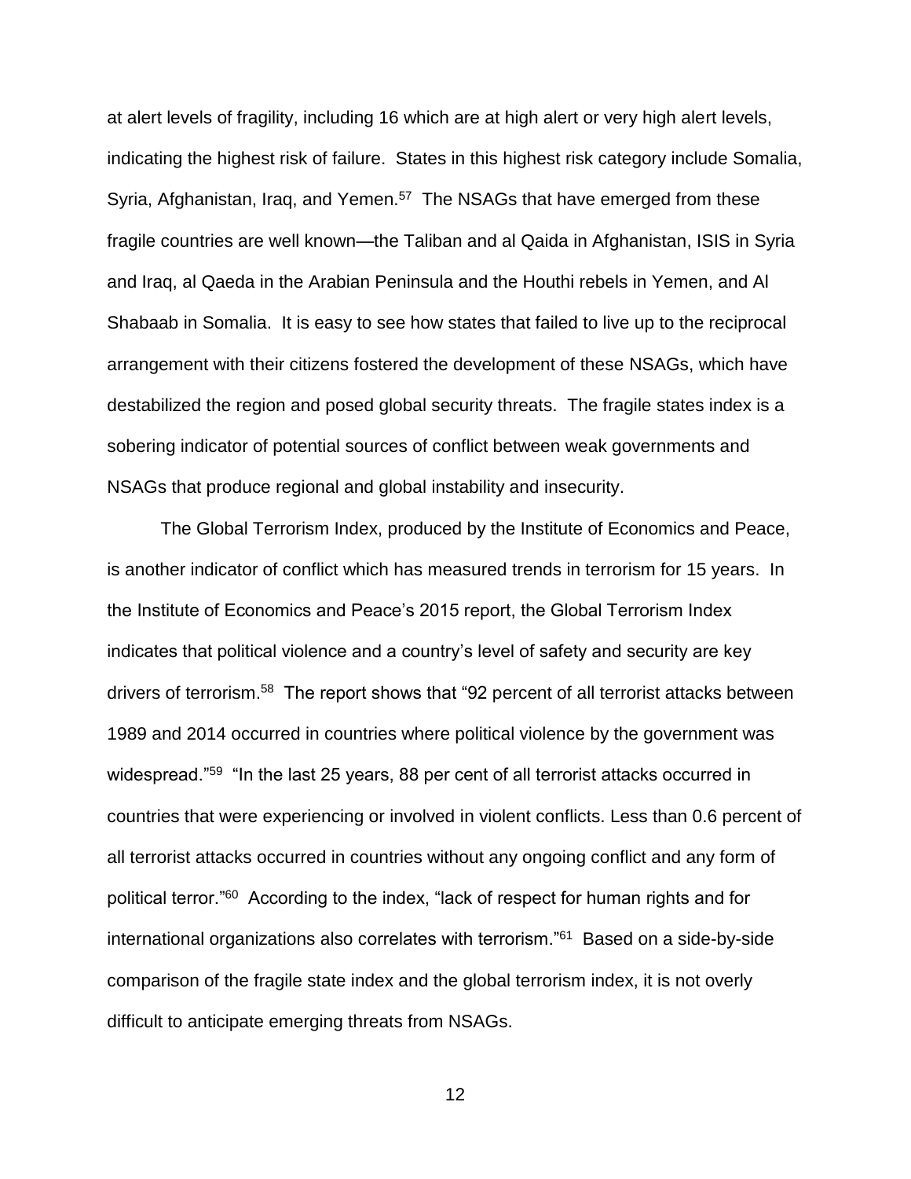at alert levels of fragility, including 16 which are at high alert or very high alert levels, indicating the highest risk of failure. States in this highest risk category include Somalia, Syria, Afghanistan, Iraq, and Yemen.[57] The NSAGs that have emerged from these fragile countries are well known—the Taliban and al Qaida in Afghanistan, ISIS in Syria and Iraq, al Qaeda in the Arabian Peninsula and the Houthi rebels in Yemen, and Al Shabaab in Somalia. It is easy to see how states that failed to live up to the reciprocal arrangement with their citizens fostered the development of these NSAGs, which have destabilized the region and posed global security threats. The fragile states index is a sobering indicator of potential sources of conflict between weak governments and NSAGs that produce regional and global instability and insecurity.

The Global Terrorism Index, produced by the Institute of Economics and Peace, is another indicator of conflict which has measured trends in terrorism for 15 years. In the Institute of Economics and Peace's 2015 report, the Global Terrorism Index indicates that political violence and a country's level of safety and security are key drivers of terrorism.[58] The report shows that "92 percent of all terrorist attacks between 1989 and 2014 occurred in countries where political violence by the government was widespread."[59] "In the last 25 years, 88 per cent of all terrorist attacks occurred in countries that were experiencing or involved in violent conflicts. Less than 0.6 percent of all terrorist attacks occurred in countries without any ongoing conflict and any form of political terror."[60] According to the index, "lack of respect for human rights and for international organizations also correlates with terrorism."[61] Based on a side-by-side comparison of the fragile state index and the global terrorism index, it is not overly difficult to anticipate emerging threats from NSAGs.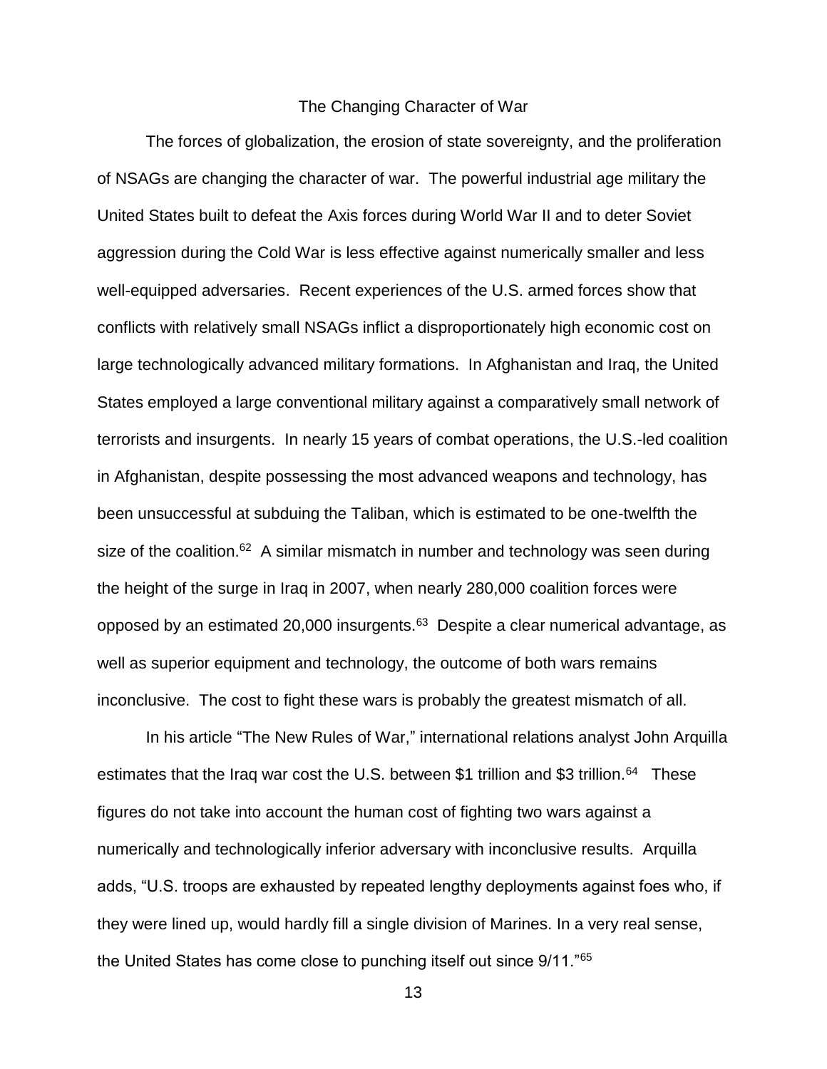## The Changing Character of War

The forces of globalization, the erosion of state sovereignty, and the proliferation of NSAGs are changing the character of war. The powerful industrial age military the United States built to defeat the Axis forces during World War II and to deter Soviet aggression during the Cold War is less effective against numerically smaller and less well-equipped adversaries. Recent experiences of the U.S. armed forces show that conflicts with relatively small NSAGs inflict a disproportionately high economic cost on large technologically advanced military formations. In Afghanistan and Iraq, the United States employed a large conventional military against a comparatively small network of terrorists and insurgents. In nearly 15 years of combat operations, the U.S.-led coalition in Afghanistan, despite possessing the most advanced weapons and technology, has been unsuccessful at subduing the Taliban, which is estimated to be one-twelfth the size of the coalition.[62] A similar mismatch in number and technology was seen during the height of the surge in Iraq in 2007, when nearly 280,000 coalition forces were opposed by an estimated 20,000 insurgents.[63] Despite a clear numerical advantage, as well as superior equipment and technology, the outcome of both wars remains inconclusive. The cost to fight these wars is probably the greatest mismatch of all.

In his article "The New Rules of War," international relations analyst John Arquilla estimates that the Iraq war cost the U.S. between $1 trillion and $3 trillion.[64] These figures do not take into account the human cost of fighting two wars against a numerically and technologically inferior adversary with inconclusive results. Arquilla adds, "U.S. troops are exhausted by repeated lengthy deployments against foes who, if they were lined up, would hardly fill a single division of Marines. In a very real sense, the United States has come close to punching itself out since 9/11."[65]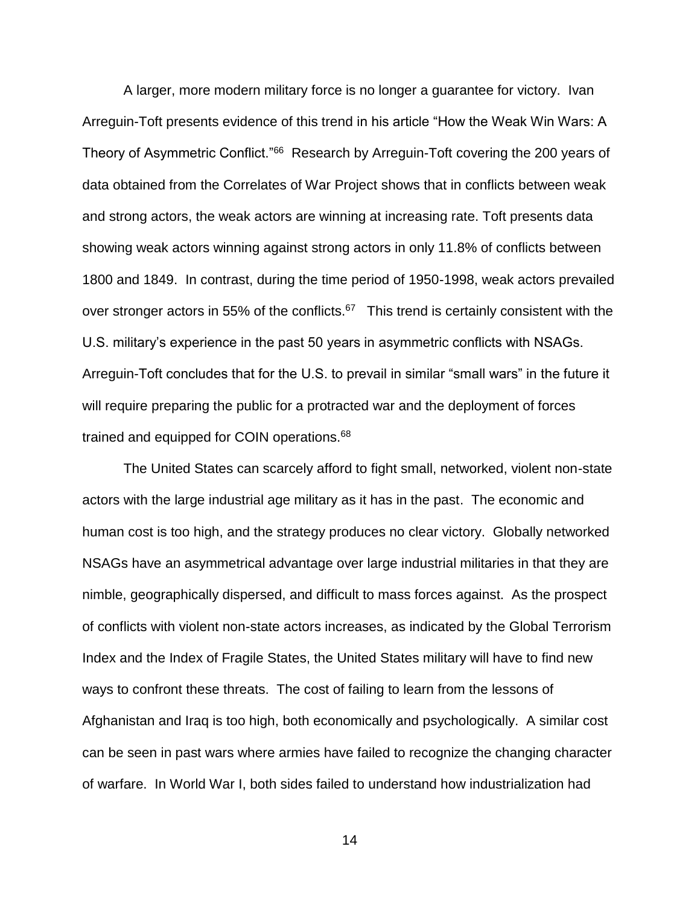A larger, more modern military force is no longer a guarantee for victory. Ivan Arreguin-Toft presents evidence of this trend in his article "How the Weak Win Wars: A Theory of Asymmetric Conflict."[66] Research by Arreguin-Toft covering the 200 years of data obtained from the Correlates of War Project shows that in conflicts between weak and strong actors, the weak actors are winning at increasing rate. Toft presents data showing weak actors winning against strong actors in only 11.8% of conflicts between 1800 and 1849. In contrast, during the time period of 1950-1998, weak actors prevailed over stronger actors in 55% of the conflicts.[67] This trend is certainly consistent with the U.S. military's experience in the past 50 years in asymmetric conflicts with NSAGs. Arreguin-Toft concludes that for the U.S. to prevail in similar "small wars" in the future it will require preparing the public for a protracted war and the deployment of forces trained and equipped for COIN operations.[68]

The United States can scarcely afford to fight small, networked, violent non-state actors with the large industrial age military as it has in the past. The economic and human cost is too high, and the strategy produces no clear victory. Globally networked NSAGs have an asymmetrical advantage over large industrial militaries in that they are nimble, geographically dispersed, and difficult to mass forces against. As the prospect of conflicts with violent non-state actors increases, as indicated by the Global Terrorism Index and the Index of Fragile States, the United States military will have to find new ways to confront these threats. The cost of failing to learn from the lessons of Afghanistan and Iraq is too high, both economically and psychologically. A similar cost can be seen in past wars where armies have failed to recognize the changing character of warfare. In World War I, both sides failed to understand how industrialization had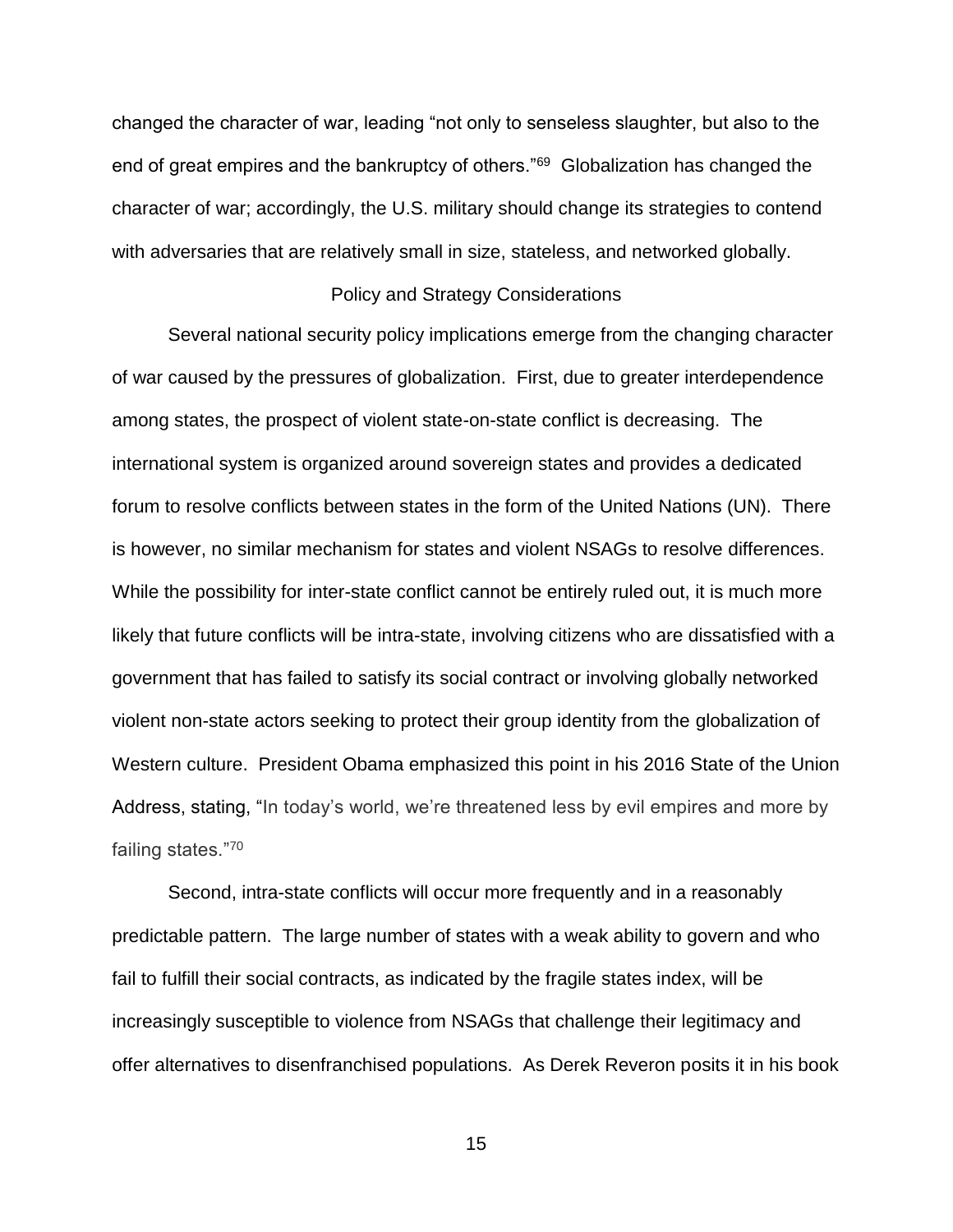changed the character of war, leading "not only to senseless slaughter, but also to the end of great empires and the bankruptcy of others."[69] Globalization has changed the character of war; accordingly, the U.S. military should change its strategies to contend with adversaries that are relatively small in size, stateless, and networked globally.

## Policy and Strategy Considerations

Several national security policy implications emerge from the changing character of war caused by the pressures of globalization. First, due to greater interdependence among states, the prospect of violent state-on-state conflict is decreasing. The international system is organized around sovereign states and provides a dedicated forum to resolve conflicts between states in the form of the United Nations (UN). There is however, no similar mechanism for states and violent NSAGs to resolve differences. While the possibility for inter-state conflict cannot be entirely ruled out, it is much more likely that future conflicts will be intra-state, involving citizens who are dissatisfied with a government that has failed to satisfy its social contract or involving globally networked violent non-state actors seeking to protect their group identity from the globalization of Western culture. President Obama emphasized this point in his 2016 State of the Union Address, stating, "In today's world, we're threatened less by evil empires and more by failing states."[70]

Second, intra-state conflicts will occur more frequently and in a reasonably predictable pattern. The large number of states with a weak ability to govern and who fail to fulfill their social contracts, as indicated by the fragile states index, will be increasingly susceptible to violence from NSAGs that challenge their legitimacy and offer alternatives to disenfranchised populations. As Derek Reveron posits it in his book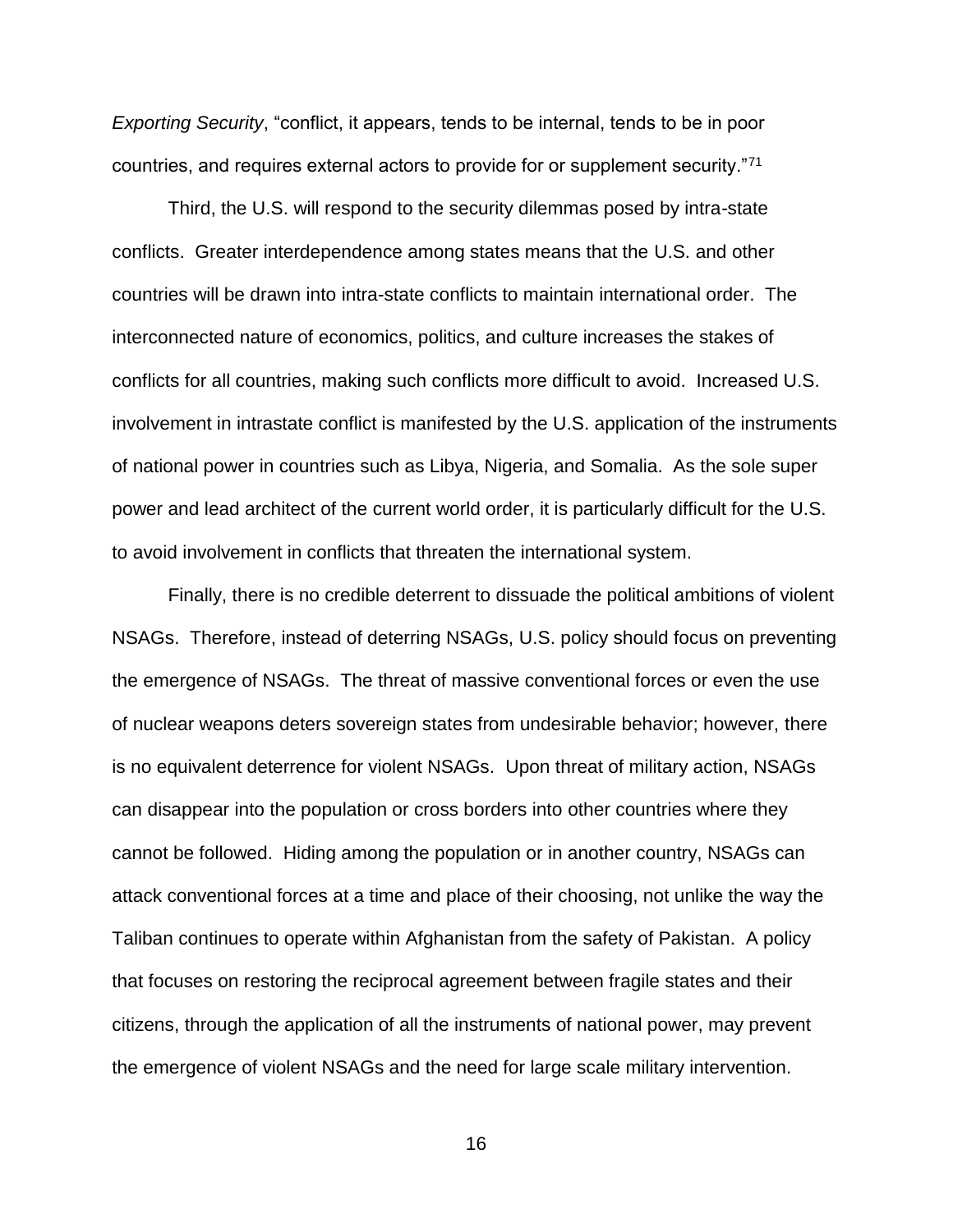*Exporting Security*, "conflict, it appears, tends to be internal, tends to be in poor countries, and requires external actors to provide for or supplement security."[71]

Third, the U.S. will respond to the security dilemmas posed by intra-state conflicts. Greater interdependence among states means that the U.S. and other countries will be drawn into intra-state conflicts to maintain international order. The interconnected nature of economics, politics, and culture increases the stakes of conflicts for all countries, making such conflicts more difficult to avoid. Increased U.S. involvement in intrastate conflict is manifested by the U.S. application of the instruments of national power in countries such as Libya, Nigeria, and Somalia. As the sole super power and lead architect of the current world order, it is particularly difficult for the U.S. to avoid involvement in conflicts that threaten the international system.

Finally, there is no credible deterrent to dissuade the political ambitions of violent NSAGs. Therefore, instead of deterring NSAGs, U.S. policy should focus on preventing the emergence of NSAGs. The threat of massive conventional forces or even the use of nuclear weapons deters sovereign states from undesirable behavior; however, there is no equivalent deterrence for violent NSAGs. Upon threat of military action, NSAGs can disappear into the population or cross borders into other countries where they cannot be followed. Hiding among the population or in another country, NSAGs can attack conventional forces at a time and place of their choosing, not unlike the way the Taliban continues to operate within Afghanistan from the safety of Pakistan. A policy that focuses on restoring the reciprocal agreement between fragile states and their citizens, through the application of all the instruments of national power, may prevent the emergence of violent NSAGs and the need for large scale military intervention.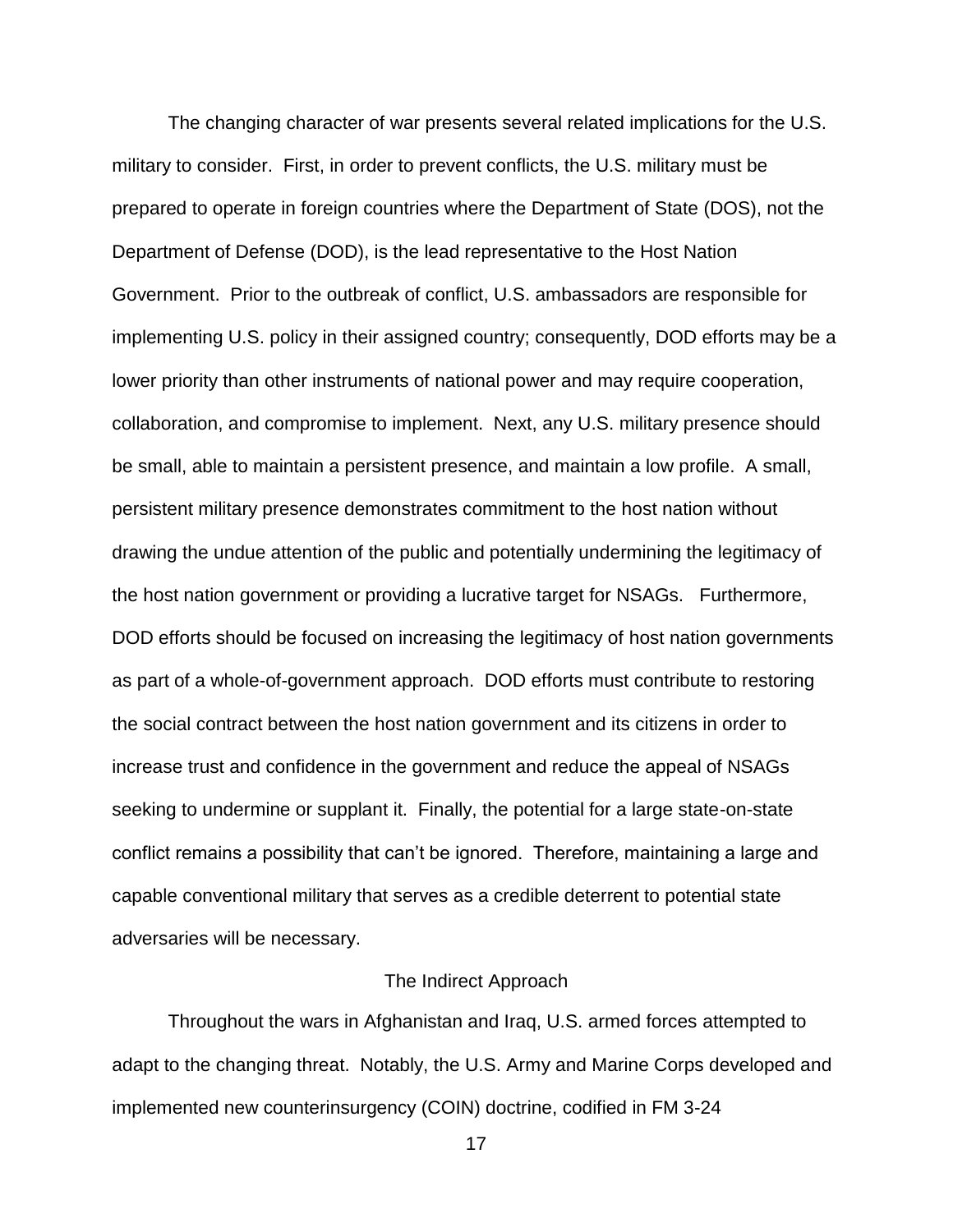The changing character of war presents several related implications for the U.S. military to consider. First, in order to prevent conflicts, the U.S. military must be prepared to operate in foreign countries where the Department of State (DOS), not the Department of Defense (DOD), is the lead representative to the Host Nation Government. Prior to the outbreak of conflict, U.S. ambassadors are responsible for implementing U.S. policy in their assigned country; consequently, DOD efforts may be a lower priority than other instruments of national power and may require cooperation, collaboration, and compromise to implement. Next, any U.S. military presence should be small, able to maintain a persistent presence, and maintain a low profile. A small, persistent military presence demonstrates commitment to the host nation without drawing the undue attention of the public and potentially undermining the legitimacy of the host nation government or providing a lucrative target for NSAGs. Furthermore, DOD efforts should be focused on increasing the legitimacy of host nation governments as part of a whole-of-government approach. DOD efforts must contribute to restoring the social contract between the host nation government and its citizens in order to increase trust and confidence in the government and reduce the appeal of NSAGs seeking to undermine or supplant it. Finally, the potential for a large state-on-state conflict remains a possibility that can't be ignored. Therefore, maintaining a large and capable conventional military that serves as a credible deterrent to potential state adversaries will be necessary.

## The Indirect Approach

Throughout the wars in Afghanistan and Iraq, U.S. armed forces attempted to adapt to the changing threat. Notably, the U.S. Army and Marine Corps developed and implemented new counterinsurgency (COIN) doctrine, codified in FM 3-24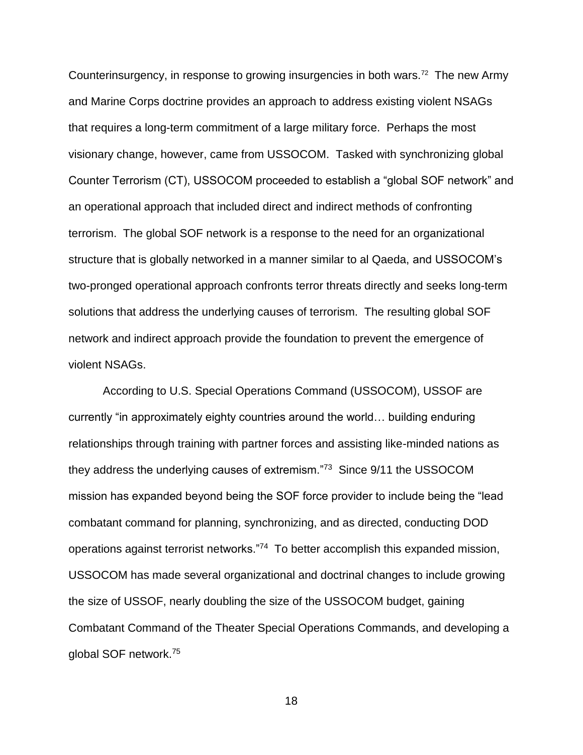Counterinsurgency, in response to growing insurgencies in both wars.[72] The new Army and Marine Corps doctrine provides an approach to address existing violent NSAGs that requires a long-term commitment of a large military force. Perhaps the most visionary change, however, came from USSOCOM. Tasked with synchronizing global Counter Terrorism (CT), USSOCOM proceeded to establish a "global SOF network" and an operational approach that included direct and indirect methods of confronting terrorism. The global SOF network is a response to the need for an organizational structure that is globally networked in a manner similar to al Qaeda, and USSOCOM's two-pronged operational approach confronts terror threats directly and seeks long-term solutions that address the underlying causes of terrorism. The resulting global SOF network and indirect approach provide the foundation to prevent the emergence of violent NSAGs.

According to U.S. Special Operations Command (USSOCOM), USSOF are currently "in approximately eighty countries around the world… building enduring relationships through training with partner forces and assisting like-minded nations as they address the underlying causes of extremism."[73] Since 9/11 the USSOCOM mission has expanded beyond being the SOF force provider to include being the "lead combatant command for planning, synchronizing, and as directed, conducting DOD operations against terrorist networks."[74] To better accomplish this expanded mission, USSOCOM has made several organizational and doctrinal changes to include growing the size of USSOF, nearly doubling the size of the USSOCOM budget, gaining Combatant Command of the Theater Special Operations Commands, and developing a global SOF network.[75]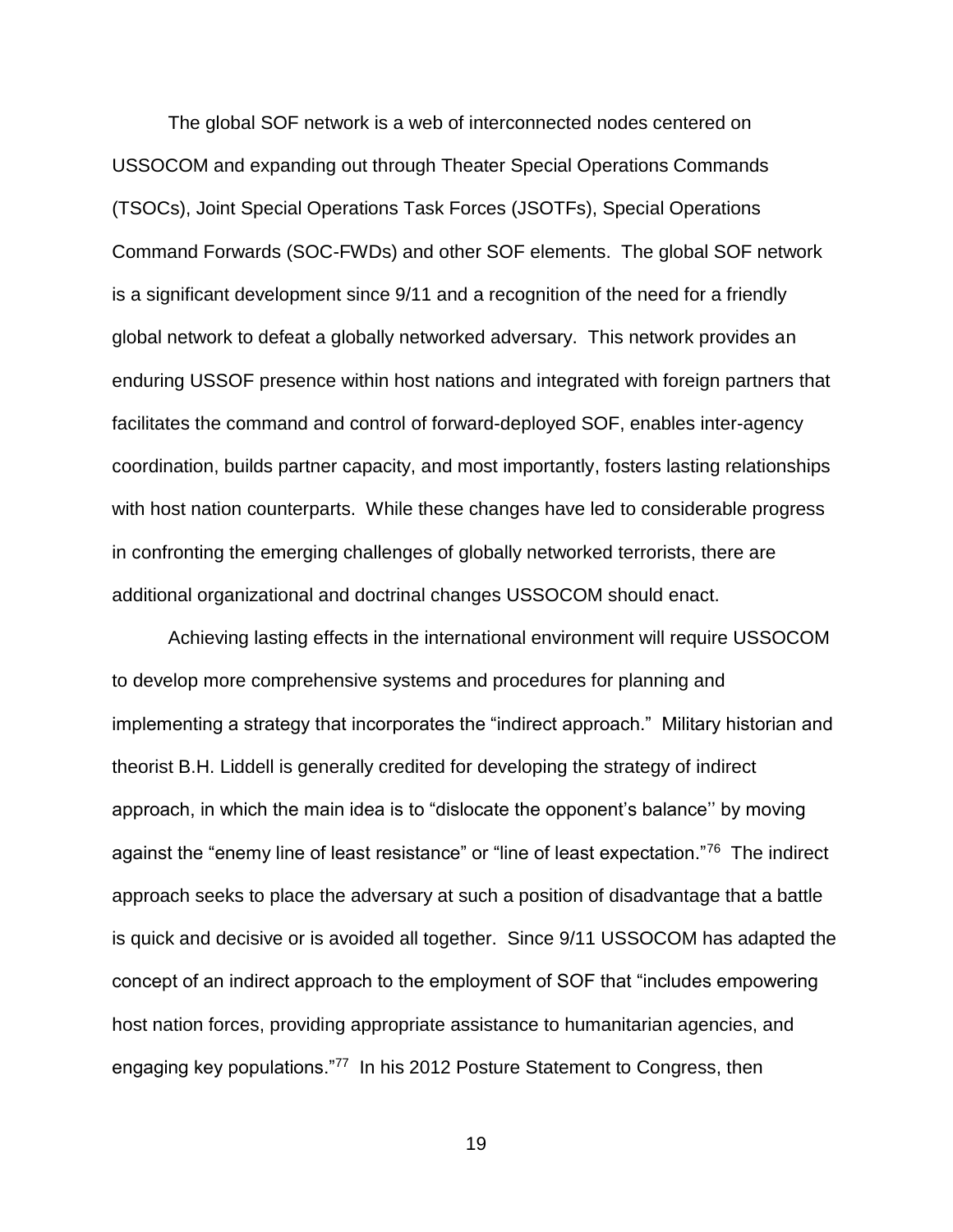The global SOF network is a web of interconnected nodes centered on USSOCOM and expanding out through Theater Special Operations Commands (TSOCs), Joint Special Operations Task Forces (JSOTFs), Special Operations Command Forwards (SOC-FWDs) and other SOF elements. The global SOF network is a significant development since 9/11 and a recognition of the need for a friendly global network to defeat a globally networked adversary. This network provides an enduring USSOF presence within host nations and integrated with foreign partners that facilitates the command and control of forward-deployed SOF, enables inter-agency coordination, builds partner capacity, and most importantly, fosters lasting relationships with host nation counterparts. While these changes have led to considerable progress in confronting the emerging challenges of globally networked terrorists, there are additional organizational and doctrinal changes USSOCOM should enact.

Achieving lasting effects in the international environment will require USSOCOM to develop more comprehensive systems and procedures for planning and implementing a strategy that incorporates the "indirect approach." Military historian and theorist B.H. Liddell is generally credited for developing the strategy of indirect approach, in which the main idea is to "dislocate the opponent's balance'' by moving against the "enemy line of least resistance" or "line of least expectation."[76] The indirect approach seeks to place the adversary at such a position of disadvantage that a battle is quick and decisive or is avoided all together. Since 9/11 USSOCOM has adapted the concept of an indirect approach to the employment of SOF that "includes empowering host nation forces, providing appropriate assistance to humanitarian agencies, and engaging key populations."[77] In his 2012 Posture Statement to Congress, then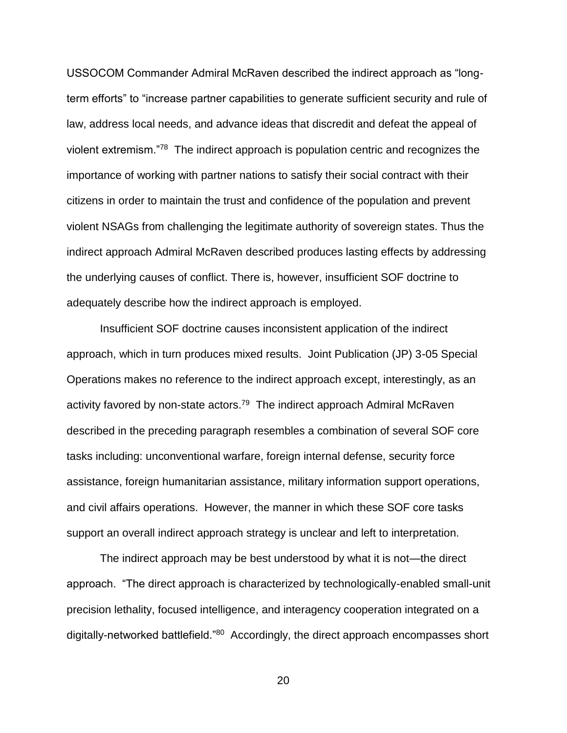USSOCOM Commander Admiral McRaven described the indirect approach as "long-term efforts" to "increase partner capabilities to generate sufficient security and rule of law, address local needs, and advance ideas that discredit and defeat the appeal of violent extremism."[78] The indirect approach is population centric and recognizes the importance of working with partner nations to satisfy their social contract with their citizens in order to maintain the trust and confidence of the population and prevent violent NSAGs from challenging the legitimate authority of sovereign states. Thus the indirect approach Admiral McRaven described produces lasting effects by addressing the underlying causes of conflict. There is, however, insufficient SOF doctrine to adequately describe how the indirect approach is employed.

Insufficient SOF doctrine causes inconsistent application of the indirect approach, which in turn produces mixed results. Joint Publication (JP) 3-05 Special Operations makes no reference to the indirect approach except, interestingly, as an activity favored by non-state actors.[79] The indirect approach Admiral McRaven described in the preceding paragraph resembles a combination of several SOF core tasks including: unconventional warfare, foreign internal defense, security force assistance, foreign humanitarian assistance, military information support operations, and civil affairs operations. However, the manner in which these SOF core tasks support an overall indirect approach strategy is unclear and left to interpretation.

The indirect approach may be best understood by what it is not—the direct approach. "The direct approach is characterized by technologically-enabled small-unit precision lethality, focused intelligence, and interagency cooperation integrated on a digitally-networked battlefield."[80] Accordingly, the direct approach encompasses short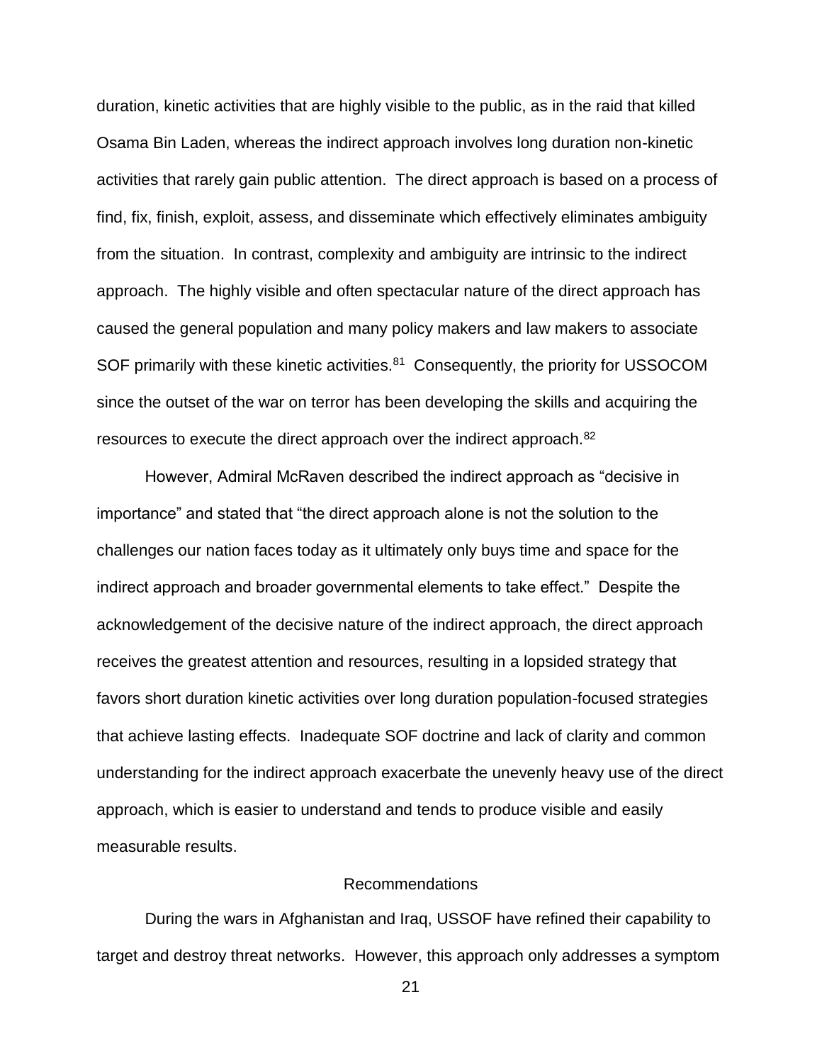duration, kinetic activities that are highly visible to the public, as in the raid that killed Osama Bin Laden, whereas the indirect approach involves long duration non-kinetic activities that rarely gain public attention. The direct approach is based on a process of find, fix, finish, exploit, assess, and disseminate which effectively eliminates ambiguity from the situation. In contrast, complexity and ambiguity are intrinsic to the indirect approach. The highly visible and often spectacular nature of the direct approach has caused the general population and many policy makers and law makers to associate SOF primarily with these kinetic activities.[81] Consequently, the priority for USSOCOM since the outset of the war on terror has been developing the skills and acquiring the resources to execute the direct approach over the indirect approach.[82]

However, Admiral McRaven described the indirect approach as "decisive in importance" and stated that "the direct approach alone is not the solution to the challenges our nation faces today as it ultimately only buys time and space for the indirect approach and broader governmental elements to take effect." Despite the acknowledgement of the decisive nature of the indirect approach, the direct approach receives the greatest attention and resources, resulting in a lopsided strategy that favors short duration kinetic activities over long duration population-focused strategies that achieve lasting effects. Inadequate SOF doctrine and lack of clarity and common understanding for the indirect approach exacerbate the unevenly heavy use of the direct approach, which is easier to understand and tends to produce visible and easily measurable results.

## Recommendations

During the wars in Afghanistan and Iraq, USSOF have refined their capability to target and destroy threat networks. However, this approach only addresses a symptom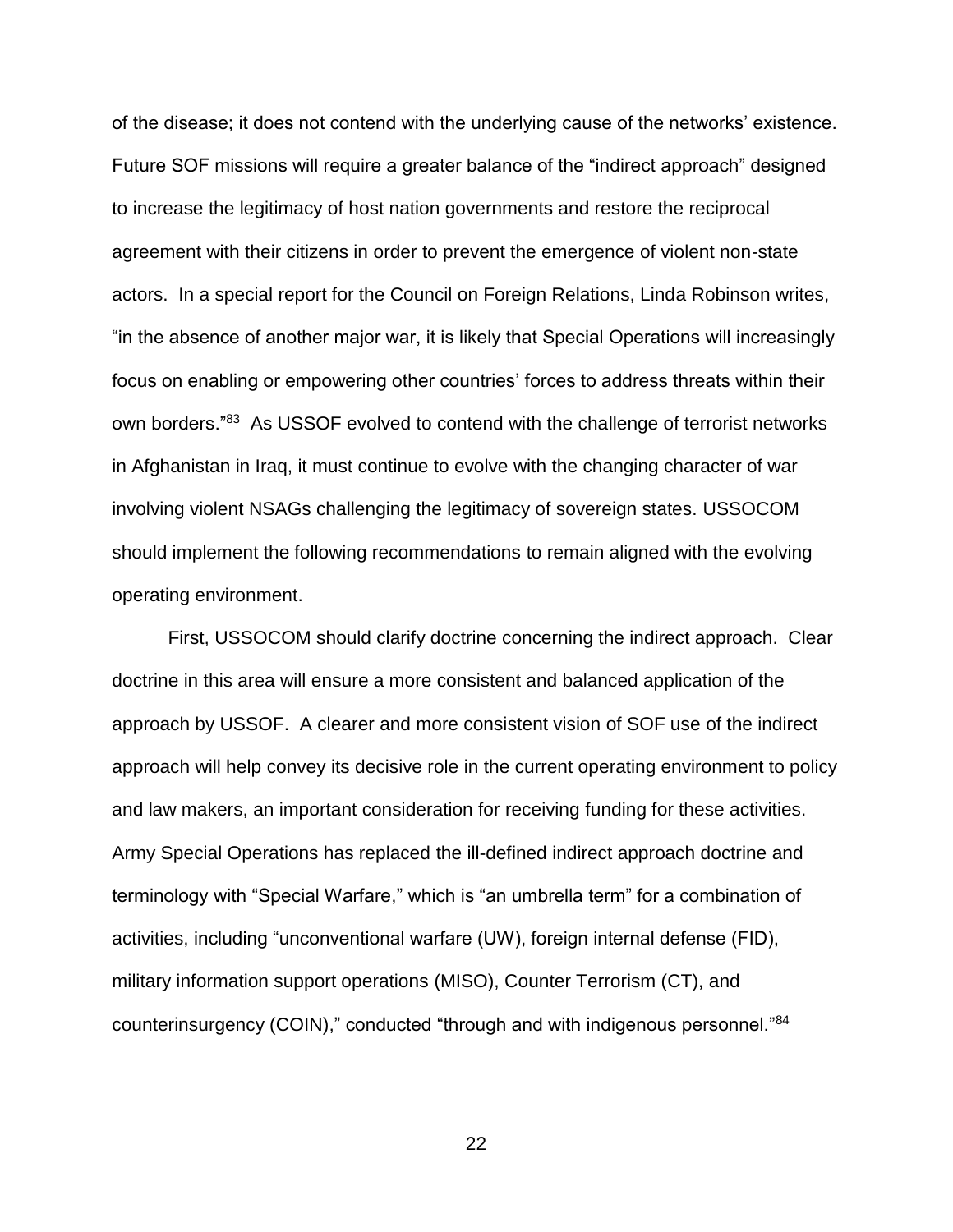of the disease; it does not contend with the underlying cause of the networks' existence. Future SOF missions will require a greater balance of the "indirect approach" designed to increase the legitimacy of host nation governments and restore the reciprocal agreement with their citizens in order to prevent the emergence of violent non-state actors. In a special report for the Council on Foreign Relations, Linda Robinson writes, "in the absence of another major war, it is likely that Special Operations will increasingly focus on enabling or empowering other countries' forces to address threats within their own borders."[83] As USSOF evolved to contend with the challenge of terrorist networks in Afghanistan in Iraq, it must continue to evolve with the changing character of war involving violent NSAGs challenging the legitimacy of sovereign states. USSOCOM should implement the following recommendations to remain aligned with the evolving operating environment.

First, USSOCOM should clarify doctrine concerning the indirect approach. Clear doctrine in this area will ensure a more consistent and balanced application of the approach by USSOF. A clearer and more consistent vision of SOF use of the indirect approach will help convey its decisive role in the current operating environment to policy and law makers, an important consideration for receiving funding for these activities. Army Special Operations has replaced the ill-defined indirect approach doctrine and terminology with "Special Warfare," which is "an umbrella term" for a combination of activities, including "unconventional warfare (UW), foreign internal defense (FID), military information support operations (MISO), Counter Terrorism (CT), and counterinsurgency (COIN)," conducted "through and with indigenous personnel."[84]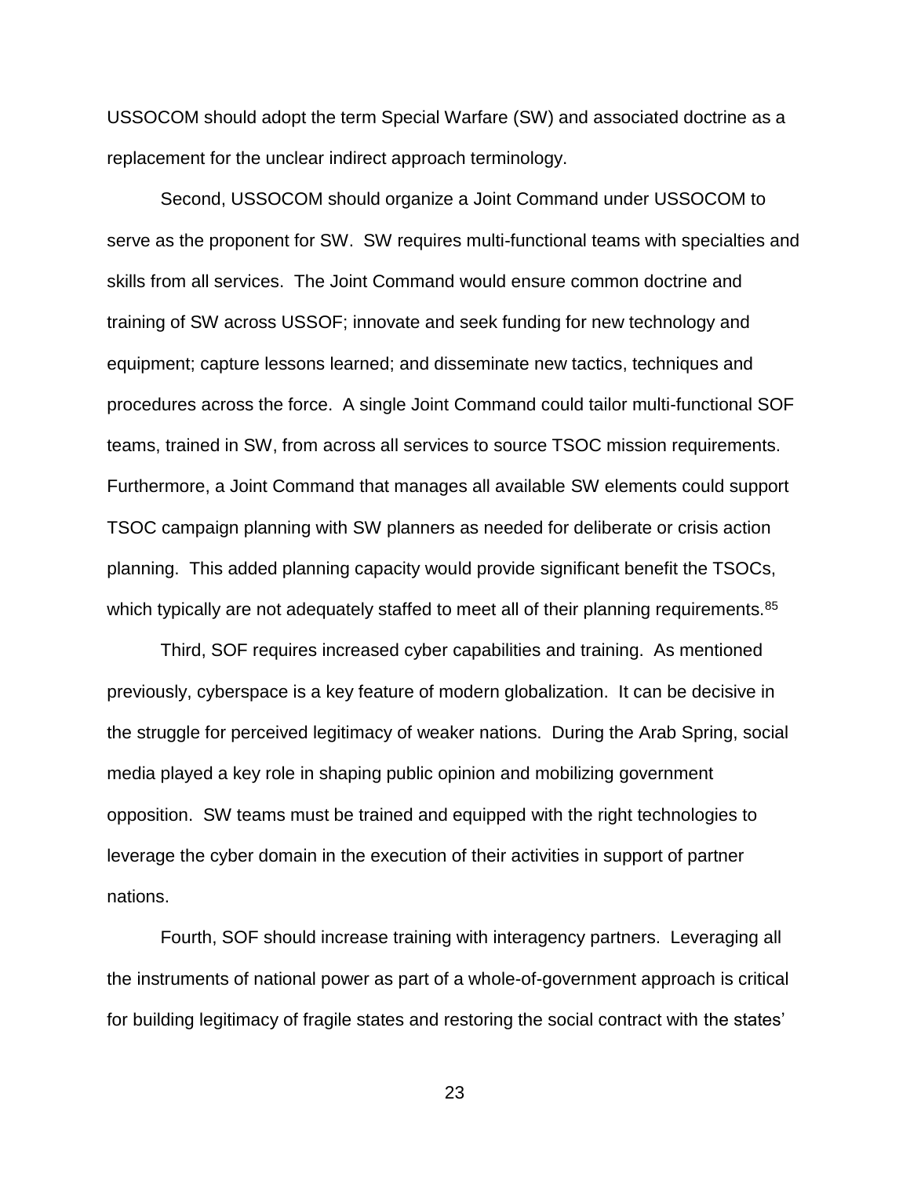USSOCOM should adopt the term Special Warfare (SW) and associated doctrine as a replacement for the unclear indirect approach terminology.

Second, USSOCOM should organize a Joint Command under USSOCOM to serve as the proponent for SW. SW requires multi-functional teams with specialties and skills from all services. The Joint Command would ensure common doctrine and training of SW across USSOF; innovate and seek funding for new technology and equipment; capture lessons learned; and disseminate new tactics, techniques and procedures across the force. A single Joint Command could tailor multi-functional SOF teams, trained in SW, from across all services to source TSOC mission requirements. Furthermore, a Joint Command that manages all available SW elements could support TSOC campaign planning with SW planners as needed for deliberate or crisis action planning. This added planning capacity would provide significant benefit the TSOCs, which typically are not adequately staffed to meet all of their planning requirements.[85]

Third, SOF requires increased cyber capabilities and training. As mentioned previously, cyberspace is a key feature of modern globalization. It can be decisive in the struggle for perceived legitimacy of weaker nations. During the Arab Spring, social media played a key role in shaping public opinion and mobilizing government opposition. SW teams must be trained and equipped with the right technologies to leverage the cyber domain in the execution of their activities in support of partner nations.

Fourth, SOF should increase training with interagency partners. Leveraging all the instruments of national power as part of a whole-of-government approach is critical for building legitimacy of fragile states and restoring the social contract with the states'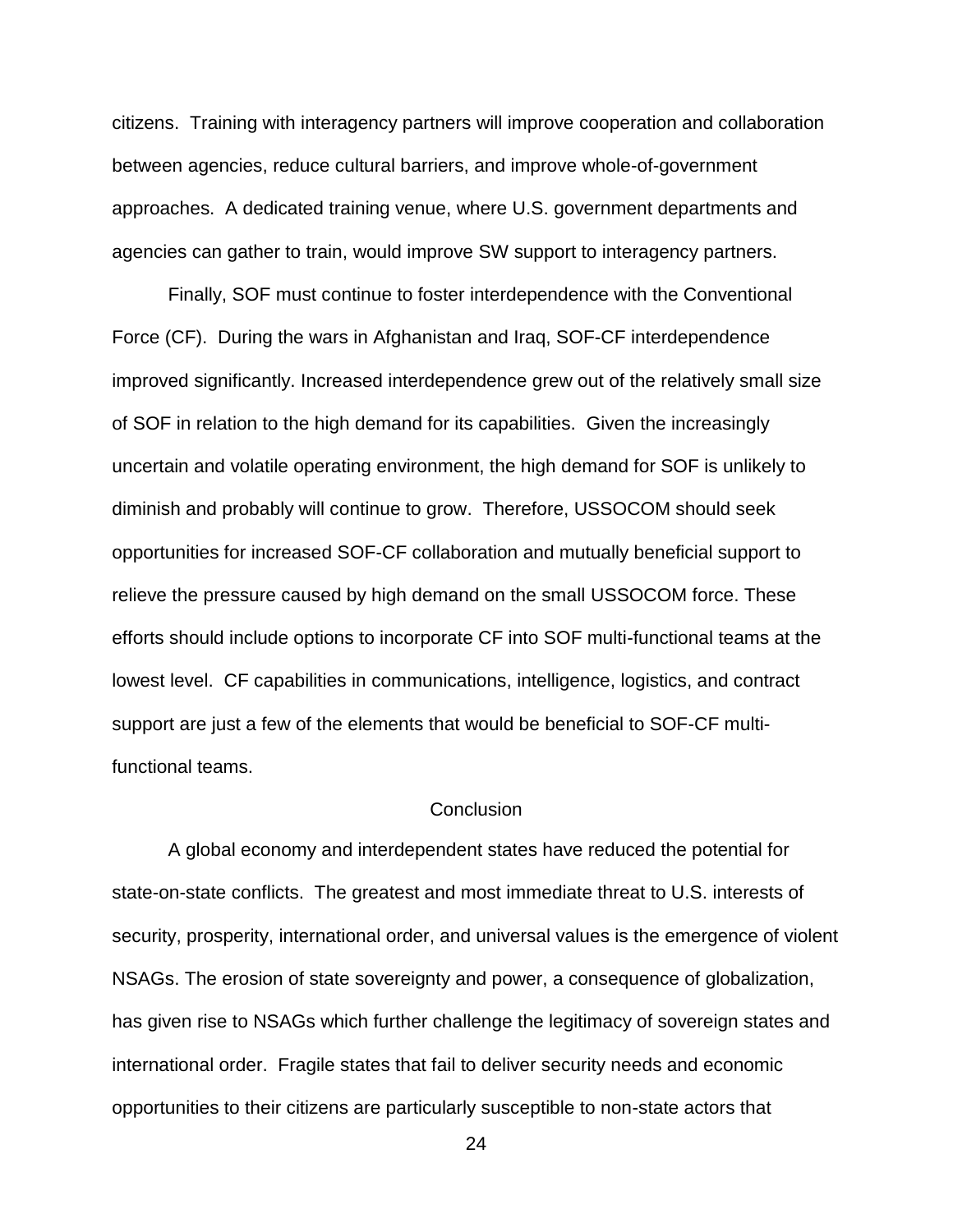citizens. Training with interagency partners will improve cooperation and collaboration between agencies, reduce cultural barriers, and improve whole-of-government approaches. A dedicated training venue, where U.S. government departments and agencies can gather to train, would improve SW support to interagency partners.

Finally, SOF must continue to foster interdependence with the Conventional Force (CF). During the wars in Afghanistan and Iraq, SOF-CF interdependence improved significantly. Increased interdependence grew out of the relatively small size of SOF in relation to the high demand for its capabilities. Given the increasingly uncertain and volatile operating environment, the high demand for SOF is unlikely to diminish and probably will continue to grow. Therefore, USSOCOM should seek opportunities for increased SOF-CF collaboration and mutually beneficial support to relieve the pressure caused by high demand on the small USSOCOM force. These efforts should include options to incorporate CF into SOF multi-functional teams at the lowest level. CF capabilities in communications, intelligence, logistics, and contract support are just a few of the elements that would be beneficial to SOF-CF multi-functional teams.

## Conclusion

A global economy and interdependent states have reduced the potential for state-on-state conflicts. The greatest and most immediate threat to U.S. interests of security, prosperity, international order, and universal values is the emergence of violent NSAGs. The erosion of state sovereignty and power, a consequence of globalization, has given rise to NSAGs which further challenge the legitimacy of sovereign states and international order. Fragile states that fail to deliver security needs and economic opportunities to their citizens are particularly susceptible to non-state actors that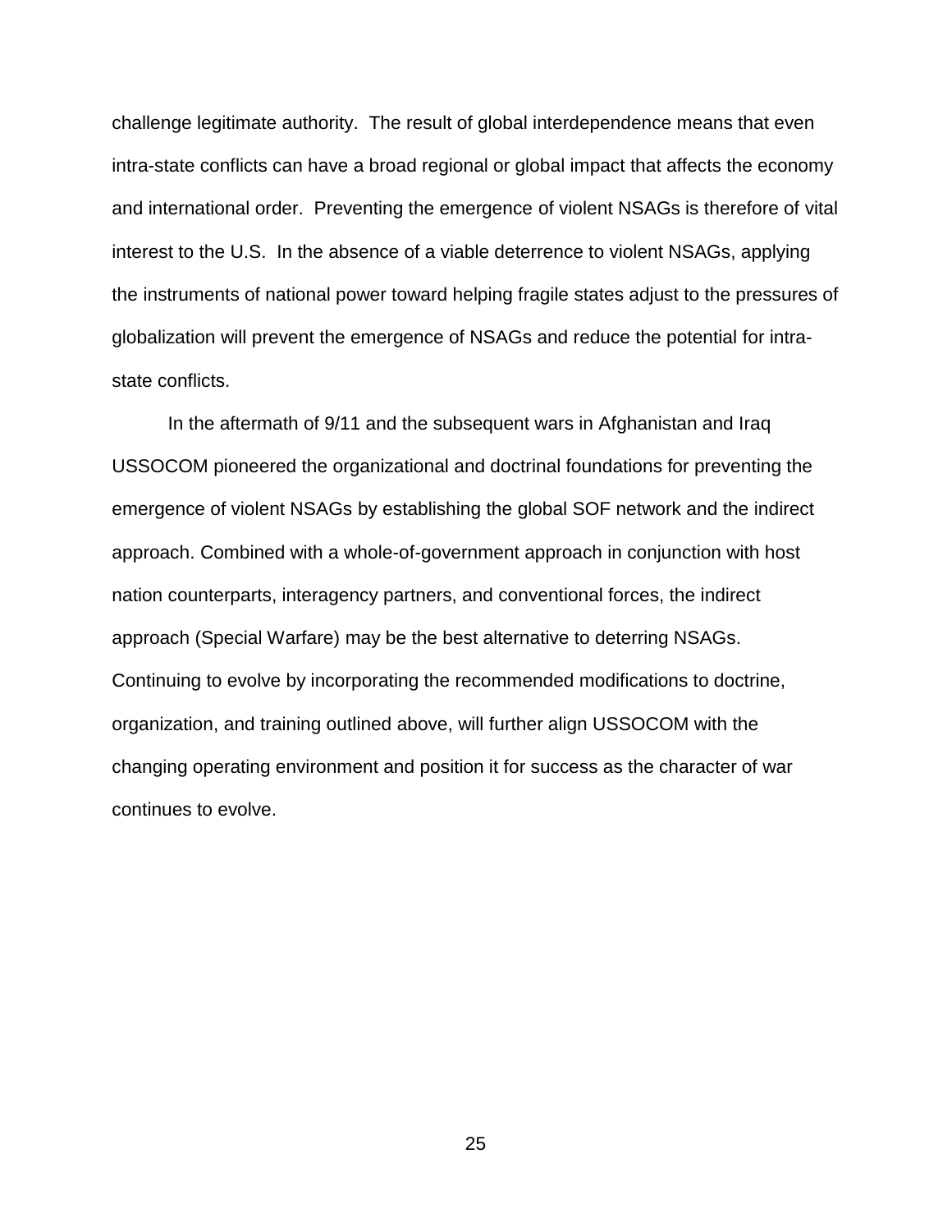challenge legitimate authority. The result of global interdependence means that even intra-state conflicts can have a broad regional or global impact that affects the economy and international order. Preventing the emergence of violent NSAGs is therefore of vital interest to the U.S. In the absence of a viable deterrence to violent NSAGs, applying the instruments of national power toward helping fragile states adjust to the pressures of globalization will prevent the emergence of NSAGs and reduce the potential for intra-state conflicts.

In the aftermath of 9/11 and the subsequent wars in Afghanistan and Iraq USSOCOM pioneered the organizational and doctrinal foundations for preventing the emergence of violent NSAGs by establishing the global SOF network and the indirect approach. Combined with a whole-of-government approach in conjunction with host nation counterparts, interagency partners, and conventional forces, the indirect approach (Special Warfare) may be the best alternative to deterring NSAGs. Continuing to evolve by incorporating the recommended modifications to doctrine, organization, and training outlined above, will further align USSOCOM with the changing operating environment and position it for success as the character of war continues to evolve.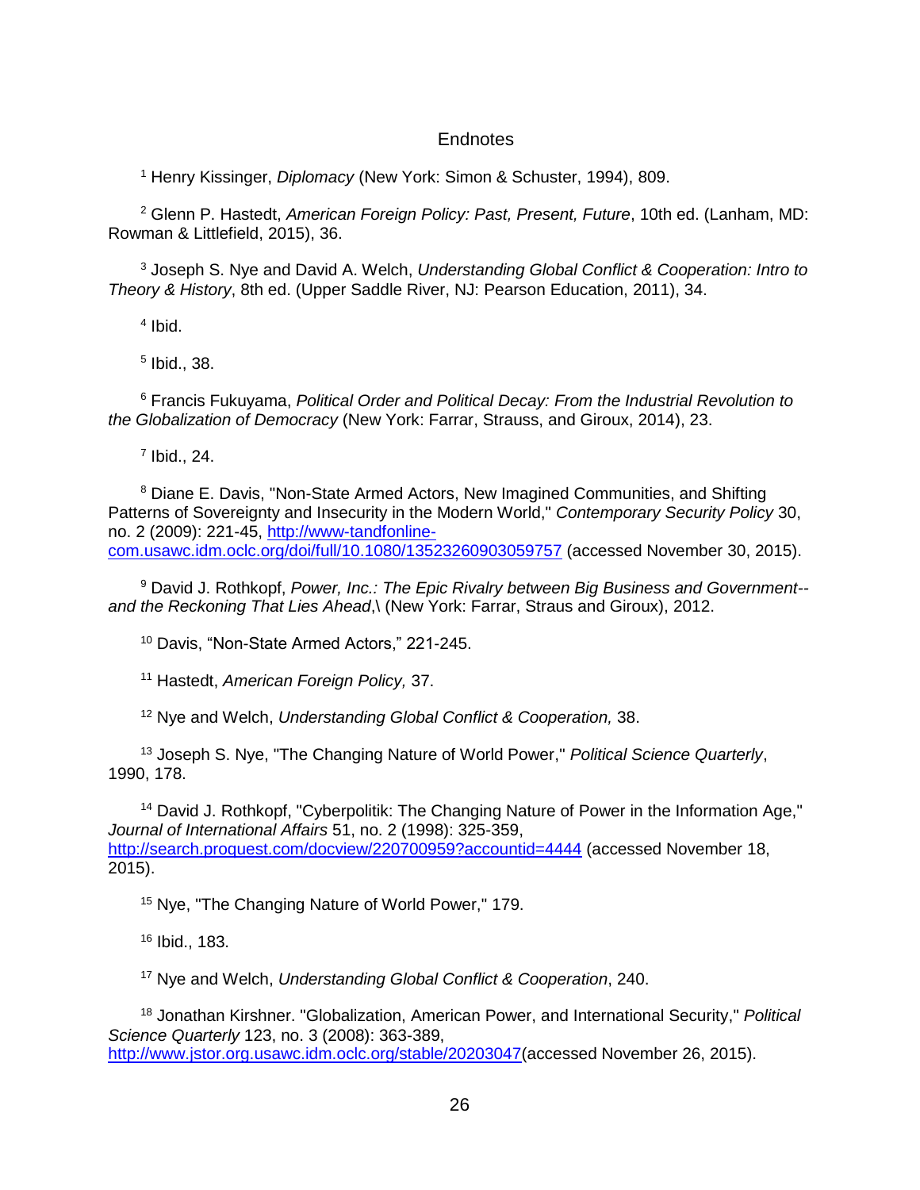# Endnotes

[1] Henry Kissinger, *Diplomacy* (New York: Simon & Schuster, 1994), 809.

[2] Glenn P. Hastedt, *American Foreign Policy: Past, Present, Future*, 10th ed. (Lanham, MD: Rowman & Littlefield, 2015), 36.

[3] Joseph S. Nye and David A. Welch, *Understanding Global Conflict & Cooperation: Intro to Theory & History*, 8th ed. (Upper Saddle River, NJ: Pearson Education, 2011), 34.

[4] Ibid.

[5] Ibid., 38.

[6] Francis Fukuyama, *Political Order and Political Decay: From the Industrial Revolution to the Globalization of Democracy* (New York: Farrar, Strauss, and Giroux, 2014), 23.

[7] Ibid., 24.

[8] Diane E. Davis, "Non-State Armed Actors, New Imagined Communities, and Shifting Patterns of Sovereignty and Insecurity in the Modern World," *Contemporary Security Policy* 30, no. 2 (2009): 221-45, http://www-tandfonline-com.usawc.idm.oclc.org/doi/full/10.1080/13523260903059757 (accessed November 30, 2015).

[9] David J. Rothkopf, *Power, Inc.: The Epic Rivalry between Big Business and Government--and the Reckoning That Lies Ahead*,\ (New York: Farrar, Straus and Giroux), 2012.

[10] Davis, "Non-State Armed Actors," 221-245.

[11] Hastedt, *American Foreign Policy,* 37.

[12] Nye and Welch, *Understanding Global Conflict & Cooperation,* 38.

[13] Joseph S. Nye, "The Changing Nature of World Power," *Political Science Quarterly*, 1990, 178.

[14] David J. Rothkopf, "Cyberpolitik: The Changing Nature of Power in the Information Age," *Journal of International Affairs* 51, no. 2 (1998): 325-359, http://search.proquest.com/docview/220700959?accountid=4444 (accessed November 18, 2015).

[15] Nye, "The Changing Nature of World Power," 179.

[16] Ibid., 183.

[17] Nye and Welch, *Understanding Global Conflict & Cooperation*, 240.

[18] Jonathan Kirshner. "Globalization, American Power, and International Security," *Political Science Quarterly* 123, no. 3 (2008): 363-389, http://www.jstor.org.usawc.idm.oclc.org/stable/20203047(accessed November 26, 2015).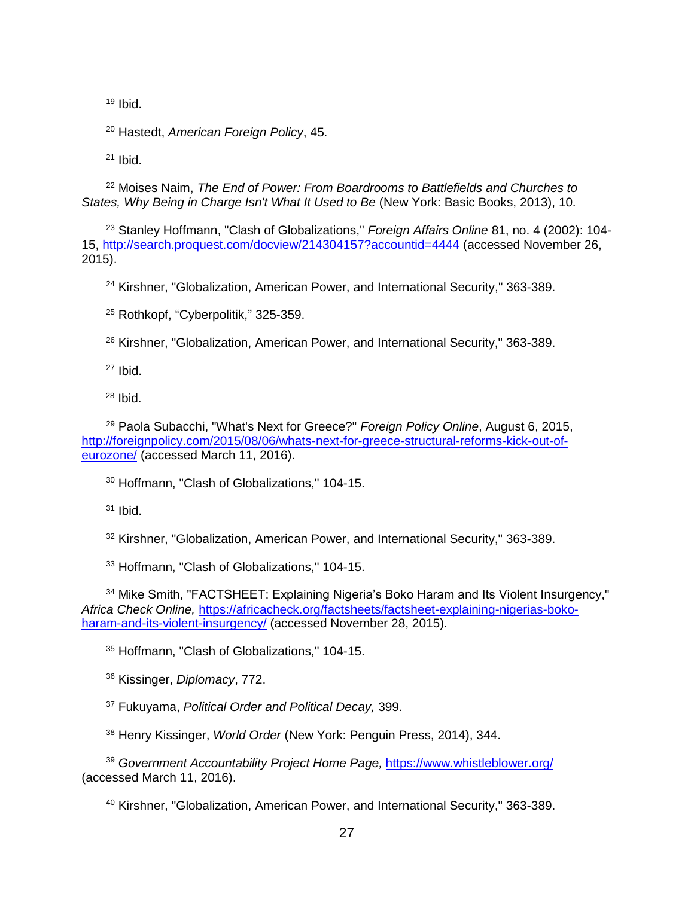[19] Ibid.

[20] Hastedt, *American Foreign Policy*, 45.

[21] Ibid.

[22] Moises Naim, *The End of Power: From Boardrooms to Battlefields and Churches to States, Why Being in Charge Isn't What It Used to Be* (New York: Basic Books, 2013), 10.

[23] Stanley Hoffmann, "Clash of Globalizations," *Foreign Affairs Online* 81, no. 4 (2002): 104-15, http://search.proquest.com/docview/214304157?accountid=4444 (accessed November 26, 2015).

[24] Kirshner, "Globalization, American Power, and International Security," 363-389.

[25] Rothkopf, "Cyberpolitik," 325-359.

[26] Kirshner, "Globalization, American Power, and International Security," 363-389.

[27] Ibid.

[28] Ibid.

[29] Paola Subacchi, "What's Next for Greece?" *Foreign Policy Online*, August 6, 2015, http://foreignpolicy.com/2015/08/06/whats-next-for-greece-structural-reforms-kick-out-of-eurozone/ (accessed March 11, 2016).

[30] Hoffmann, "Clash of Globalizations," 104-15.

[31] Ibid.

[32] Kirshner, "Globalization, American Power, and International Security," 363-389.

[33] Hoffmann, "Clash of Globalizations," 104-15.

[34] Mike Smith, "FACTSHEET: Explaining Nigeria's Boko Haram and Its Violent Insurgency," *Africa Check Online,* https://africacheck.org/factsheets/factsheet-explaining-nigerias-boko-haram-and-its-violent-insurgency/ (accessed November 28, 2015).

[35] Hoffmann, "Clash of Globalizations," 104-15.

[36] Kissinger, *Diplomacy*, 772.

[37] Fukuyama, *Political Order and Political Decay,* 399.

[38] Henry Kissinger, *World Order* (New York: Penguin Press, 2014), 344.

[39] *Government Accountability Project Home Page,* https://www.whistleblower.org/ (accessed March 11, 2016).

[40] Kirshner, "Globalization, American Power, and International Security," 363-389.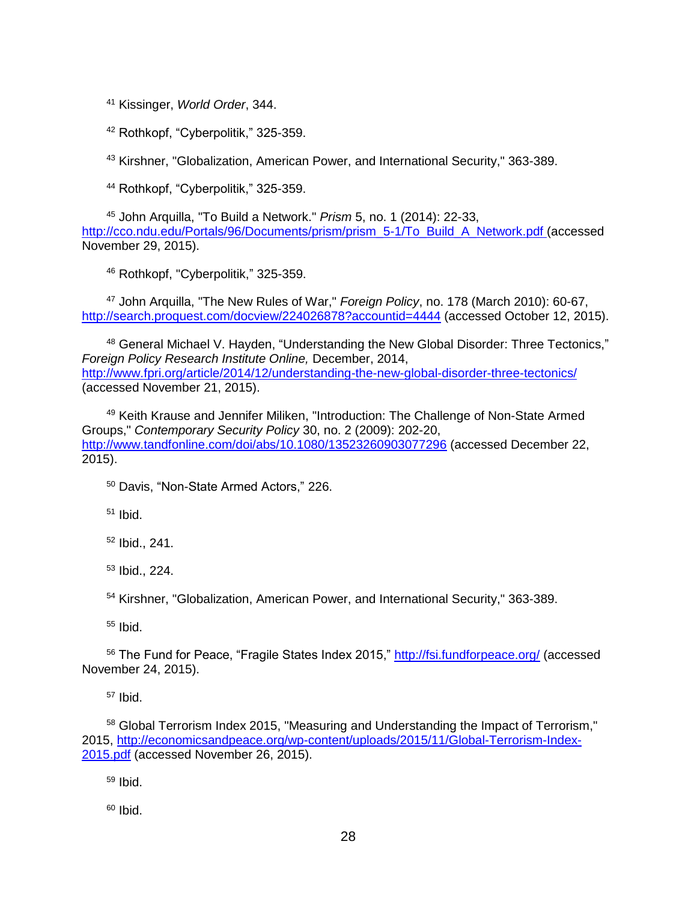[41] Kissinger, *World Order*, 344.

[42] Rothkopf, “Cyberpolitik,” 325-359.

[43] Kirshner, "Globalization, American Power, and International Security," 363-389.

[44] Rothkopf, “Cyberpolitik,” 325-359.

[45] John Arquilla, "To Build a Network." *Prism* 5, no. 1 (2014): 22-33, http://cco.ndu.edu/Portals/96/Documents/prism/prism_5-1/To_Build_A_Network.pdf (accessed November 29, 2015).

[46] Rothkopf, "Cyberpolitik," 325-359.

[47] John Arquilla, "The New Rules of War," *Foreign Policy*, no. 178 (March 2010): 60-67, http://search.proquest.com/docview/224026878?accountid=4444 (accessed October 12, 2015).

[48] General Michael V. Hayden, “Understanding the New Global Disorder: Three Tectonics,” *Foreign Policy Research Institute Online,* December, 2014, http://www.fpri.org/article/2014/12/understanding-the-new-global-disorder-three-tectonics/ (accessed November 21, 2015).

[49] Keith Krause and Jennifer Miliken, "Introduction: The Challenge of Non-State Armed Groups," *Contemporary Security Policy* 30, no. 2 (2009): 202-20, http://www.tandfonline.com/doi/abs/10.1080/13523260903077296 (accessed December 22, 2015).

[50] Davis, “Non-State Armed Actors,” 226.

[51] Ibid.

[52] Ibid., 241.

[53] Ibid., 224.

[54] Kirshner, "Globalization, American Power, and International Security," 363-389.

[55] Ibid.

[56] The Fund for Peace, “Fragile States Index 2015,” http://fsi.fundforpeace.org/ (accessed November 24, 2015).

[57] Ibid.

[58] Global Terrorism Index 2015, "Measuring and Understanding the Impact of Terrorism," 2015, http://economicsandpeace.org/wp-content/uploads/2015/11/Global-Terrorism-Index-2015.pdf (accessed November 26, 2015).

[59] Ibid.

[60] Ibid.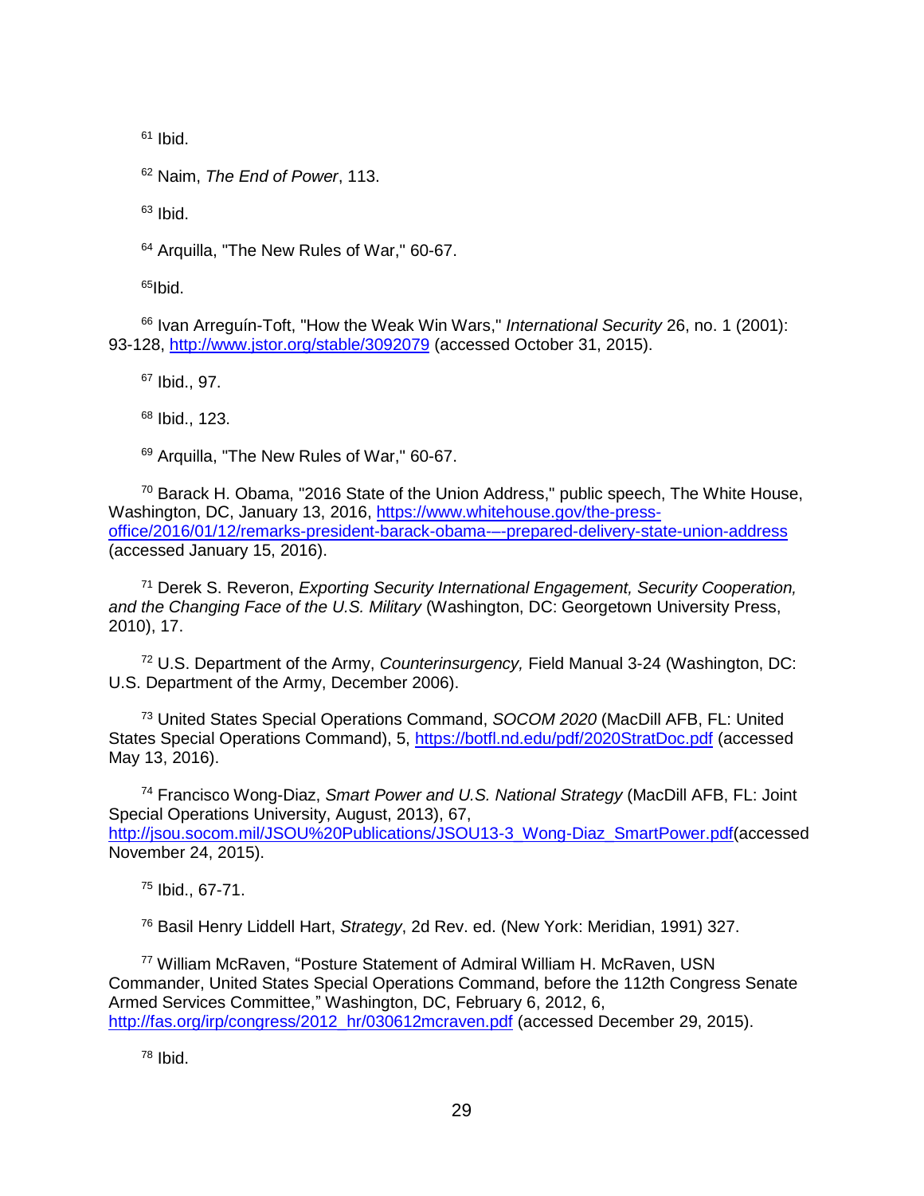[61] Ibid.

[62] Naim, *The End of Power*, 113.

[63] Ibid.

[64] Arquilla, "The New Rules of War," 60-67.

[65]Ibid.

[66] Ivan Arreguín-Toft, "How the Weak Win Wars," *International Security* 26, no. 1 (2001): 93-128, http://www.jstor.org/stable/3092079 (accessed October 31, 2015).

[67] Ibid., 97.

[68] Ibid., 123.

[69] Arquilla, "The New Rules of War," 60-67.

[70] Barack H. Obama, "2016 State of the Union Address," public speech, The White House, Washington, DC, January 13, 2016, https://www.whitehouse.gov/the-press-office/2016/01/12/remarks-president-barack-obama-–-prepared-delivery-state-union-address (accessed January 15, 2016).

[71] Derek S. Reveron, *Exporting Security International Engagement, Security Cooperation, and the Changing Face of the U.S. Military* (Washington, DC: Georgetown University Press, 2010), 17.

[72] U.S. Department of the Army, *Counterinsurgency,* Field Manual 3-24 (Washington, DC: U.S. Department of the Army, December 2006).

[73] United States Special Operations Command, *SOCOM 2020* (MacDill AFB, FL: United States Special Operations Command), 5, https://botfl.nd.edu/pdf/2020StratDoc.pdf (accessed May 13, 2016).

[74] Francisco Wong-Diaz, *Smart Power and U.S. National Strategy* (MacDill AFB, FL: Joint Special Operations University, August, 2013), 67, http://jsou.socom.mil/JSOU%20Publications/JSOU13-3_Wong-Diaz_SmartPower.pdf(accessed November 24, 2015).

[75] Ibid., 67-71.

[76] Basil Henry Liddell Hart, *Strategy*, 2d Rev. ed. (New York: Meridian, 1991) 327.

[77] William McRaven, "Posture Statement of Admiral William H. McRaven, USN Commander, United States Special Operations Command, before the 112th Congress Senate Armed Services Committee," Washington, DC, February 6, 2012, 6, http://fas.org/irp/congress/2012_hr/030612mcraven.pdf (accessed December 29, 2015).

[78] Ibid.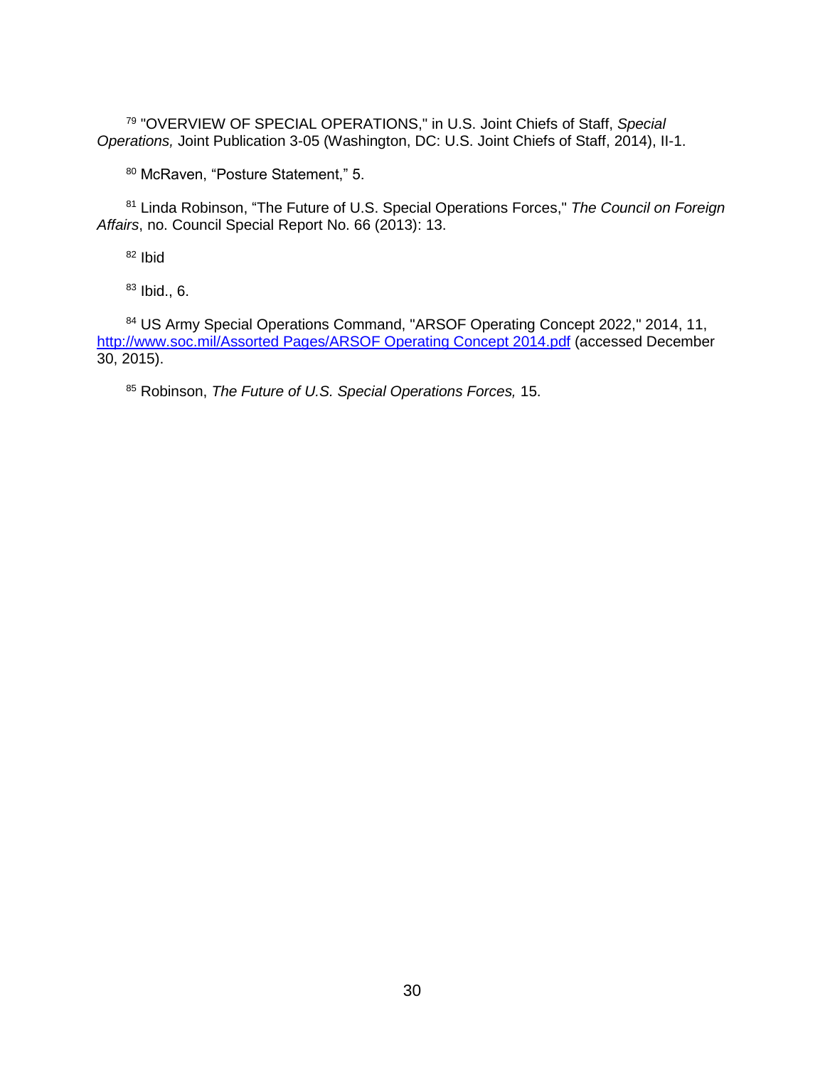[79] "OVERVIEW OF SPECIAL OPERATIONS," in U.S. Joint Chiefs of Staff, *Special Operations,* Joint Publication 3-05 (Washington, DC: U.S. Joint Chiefs of Staff, 2014), II-1.

[80] McRaven, "Posture Statement," 5.

[81] Linda Robinson, "The Future of U.S. Special Operations Forces," *The Council on Foreign Affairs*, no. Council Special Report No. 66 (2013): 13.

[82] Ibid

[83] Ibid., 6.

[84] US Army Special Operations Command, "ARSOF Operating Concept 2022," 2014, 11, http://www.soc.mil/Assorted Pages/ARSOF Operating Concept 2014.pdf (accessed December 30, 2015).

[85] Robinson, *The Future of U.S. Special Operations Forces,* 15.